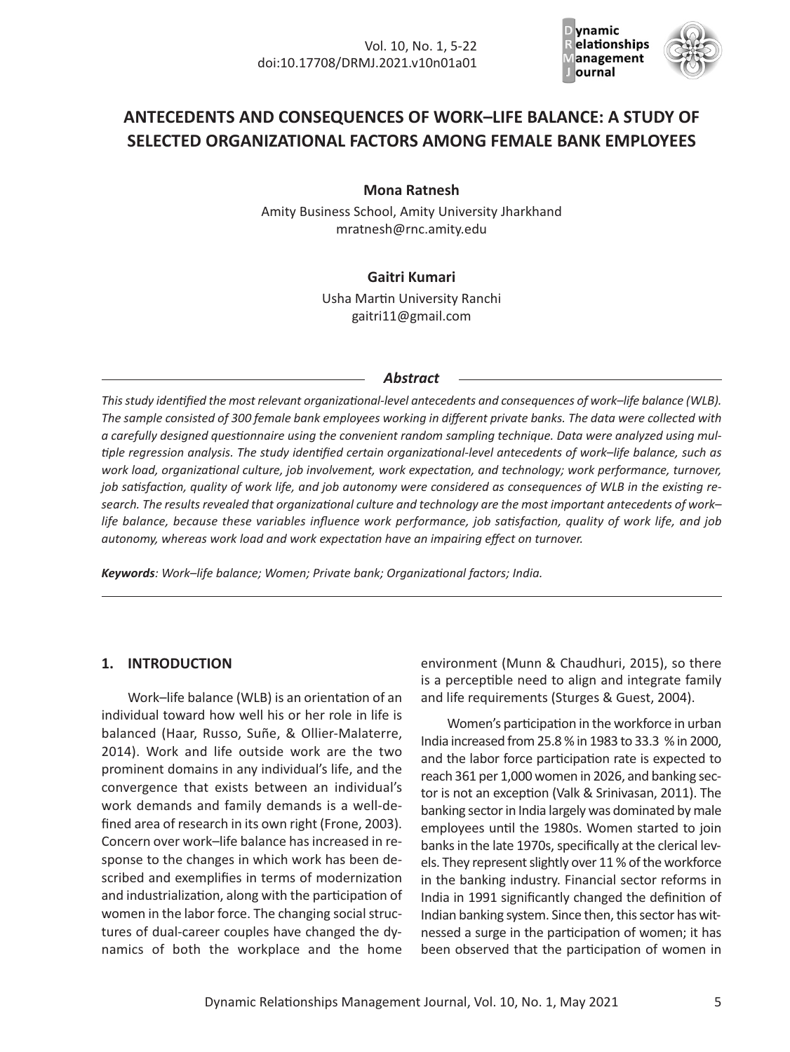# ANTECEDENTS AND CONSEQUENCES OF WORK–LIFE BALANCE: A STUDY OF SELECTED ORGANIZATIONAL FACTORS AMONG FEMALE BANK EMPLOYEES

**Mona Ratnesh**

Amity Business School, Amity University Jharkhand
mratnesh@rnc.amity.edu

**Gaitri Kumari**

Usha Martin University Ranchi
gaitri11@gmail.com

## *Abstract*

*This study identified the most relevant organizational-level antecedents and consequences of work–life balance (WLB). The sample consisted of 300 female bank employees working in different private banks. The data were collected with a carefully designed questionnaire using the convenient random sampling technique. Data were analyzed using multiple regression analysis. The study identified certain organizational-level antecedents of work–life balance, such as work load, organizational culture, job involvement, work expectation, and technology; work performance, turnover, job satisfaction, quality of work life, and job autonomy were considered as consequences of WLB in the existing research. The results revealed that organizational culture and technology are the most important antecedents of work–life balance, because these variables influence work performance, job satisfaction, quality of work life, and job autonomy, whereas work load and work expectation have an impairing effect on turnover.*

***Keywords**: Work–life balance; Women; Private bank; Organizational factors; India.*

## 1. INTRODUCTION

Work–life balance (WLB) is an orientation of an individual toward how well his or her role in life is balanced (Haar, Russo, Suñe, & Ollier-Malaterre, 2014). Work and life outside work are the two prominent domains in any individual's life, and the convergence that exists between an individual's work demands and family demands is a well-defined area of research in its own right (Frone, 2003). Concern over work–life balance has increased in response to the changes in which work has been described and exemplifies in terms of modernization and industrialization, along with the participation of women in the labor force. The changing social structures of dual-career couples have changed the dynamics of both the workplace and the home environment (Munn & Chaudhuri, 2015), so there is a perceptible need to align and integrate family and life requirements (Sturges & Guest, 2004).

Women's participation in the workforce in urban India increased from 25.8 % in 1983 to 33.3 % in 2000, and the labor force participation rate is expected to reach 361 per 1,000 women in 2026, and banking sector is not an exception (Valk & Srinivasan, 2011). The banking sector in India largely was dominated by male employees until the 1980s. Women started to join banks in the late 1970s, specifically at the clerical levels. They represent slightly over 11 % of the workforce in the banking industry. Financial sector reforms in India in 1991 significantly changed the definition of Indian banking system. Since then, this sector has witnessed a surge in the participation of women; it has been observed that the participation of women in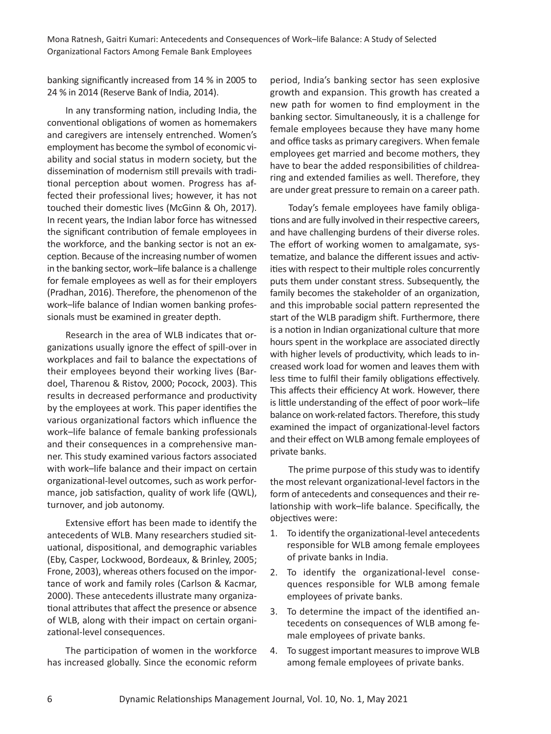banking significantly increased from 14 % in 2005 to 24 % in 2014 (Reserve Bank of India, 2014).

In any transforming nation, including India, the conventional obligations of women as homemakers and caregivers are intensely entrenched. Women's employment has become the symbol of economic viability and social status in modern society, but the dissemination of modernism still prevails with traditional perception about women. Progress has affected their professional lives; however, it has not touched their domestic lives (McGinn & Oh, 2017). In recent years, the Indian labor force has witnessed the significant contribution of female employees in the workforce, and the banking sector is not an exception. Because of the increasing number of women in the banking sector, work–life balance is a challenge for female employees as well as for their employers (Pradhan, 2016). Therefore, the phenomenon of the work–life balance of Indian women banking professionals must be examined in greater depth.

Research in the area of WLB indicates that organizations usually ignore the effect of spill-over in workplaces and fail to balance the expectations of their employees beyond their working lives (Bardoel, Tharenou & Ristov, 2000; Pocock, 2003). This results in decreased performance and productivity by the employees at work. This paper identifies the various organizational factors which influence the work–life balance of female banking professionals and their consequences in a comprehensive manner. This study examined various factors associated with work–life balance and their impact on certain organizational-level outcomes, such as work performance, job satisfaction, quality of work life (QWL), turnover, and job autonomy.

Extensive effort has been made to identify the antecedents of WLB. Many researchers studied situational, dispositional, and demographic variables (Eby, Casper, Lockwood, Bordeaux, & Brinley, 2005; Frone, 2003), whereas others focused on the importance of work and family roles (Carlson & Kacmar, 2000). These antecedents illustrate many organizational attributes that affect the presence or absence of WLB, along with their impact on certain organizational-level consequences.

The participation of women in the workforce has increased globally. Since the economic reform period, India's banking sector has seen explosive growth and expansion. This growth has created a new path for women to find employment in the banking sector. Simultaneously, it is a challenge for female employees because they have many home and office tasks as primary caregivers. When female employees get married and become mothers, they have to bear the added responsibilities of childrearing and extended families as well. Therefore, they are under great pressure to remain on a career path.

Today's female employees have family obligations and are fully involved in their respective careers, and have challenging burdens of their diverse roles. The effort of working women to amalgamate, systematize, and balance the different issues and activities with respect to their multiple roles concurrently puts them under constant stress. Subsequently, the family becomes the stakeholder of an organization, and this improbable social pattern represented the start of the WLB paradigm shift. Furthermore, there is a notion in Indian organizational culture that more hours spent in the workplace are associated directly with higher levels of productivity, which leads to increased work load for women and leaves them with less time to fulfil their family obligations effectively. This affects their efficiency At work. However, there is little understanding of the effect of poor work–life balance on work-related factors. Therefore, this study examined the impact of organizational-level factors and their effect on WLB among female employees of private banks.

The prime purpose of this study was to identify the most relevant organizational-level factors in the form of antecedents and consequences and their relationship with work–life balance. Specifically, the objectives were:

1. To identify the organizational-level antecedents responsible for WLB among female employees of private banks in India.
2. To identify the organizational-level consequences responsible for WLB among female employees of private banks.
3. To determine the impact of the identified antecedents on consequences of WLB among female employees of private banks.
4. To suggest important measures to improve WLB among female employees of private banks.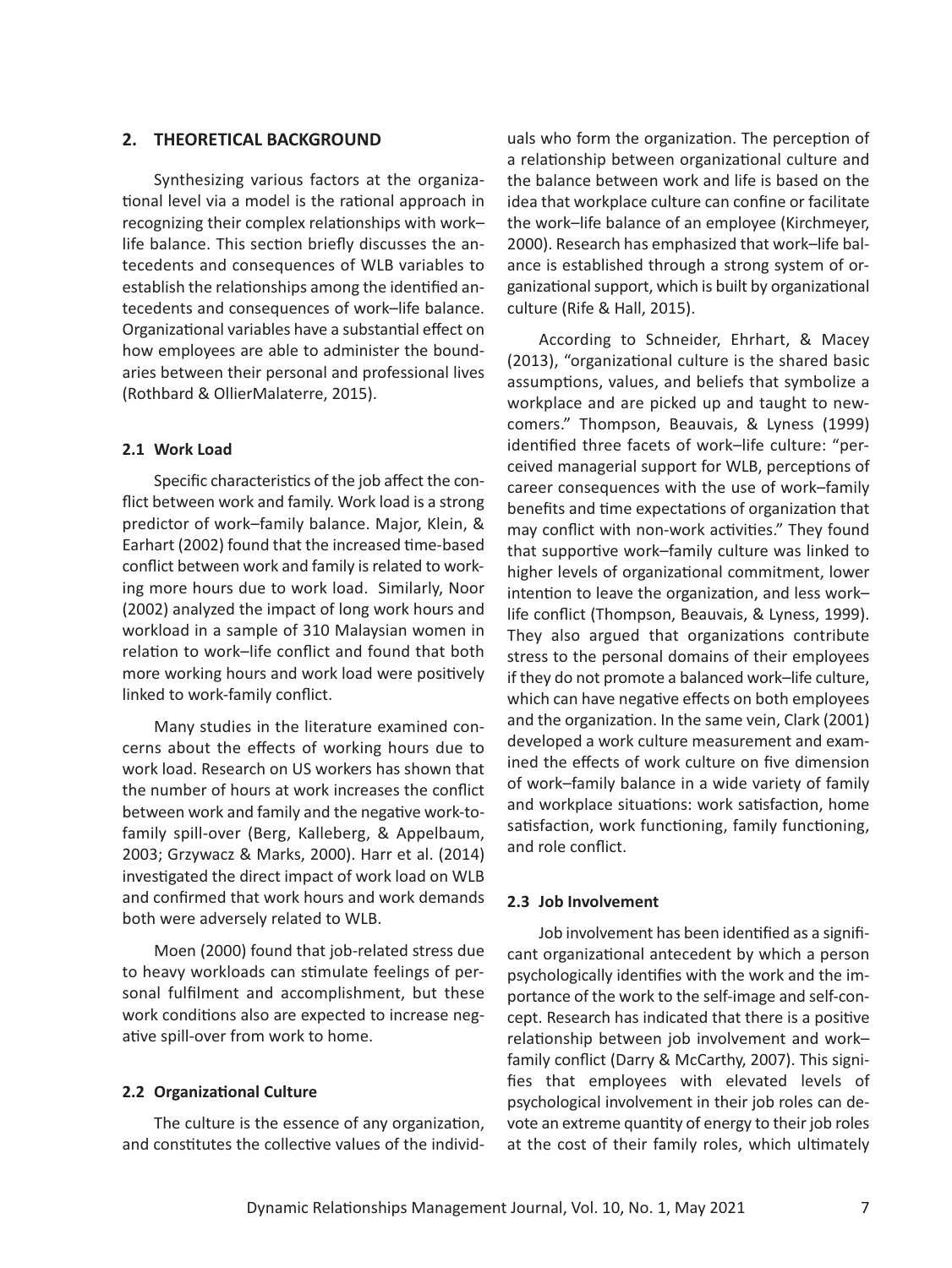## 2. THEORETICAL BACKGROUND

Synthesizing various factors at the organizational level via a model is the rational approach in recognizing their complex relationships with work–life balance. This section briefly discusses the antecedents and consequences of WLB variables to establish the relationships among the identified antecedents and consequences of work–life balance. Organizational variables have a substantial effect on how employees are able to administer the boundaries between their personal and professional lives (Rothbard & OllierMalaterre, 2015).

### 2.1 Work Load

Specific characteristics of the job affect the conflict between work and family. Work load is a strong predictor of work–family balance. Major, Klein, & Earhart (2002) found that the increased time-based conflict between work and family is related to working more hours due to work load. Similarly, Noor (2002) analyzed the impact of long work hours and workload in a sample of 310 Malaysian women in relation to work–life conflict and found that both more working hours and work load were positively linked to work-family conflict.

Many studies in the literature examined concerns about the effects of working hours due to work load. Research on US workers has shown that the number of hours at work increases the conflict between work and family and the negative work-to-family spill-over (Berg, Kalleberg, & Appelbaum, 2003; Grzywacz & Marks, 2000). Harr et al. (2014) investigated the direct impact of work load on WLB and confirmed that work hours and work demands both were adversely related to WLB.

Moen (2000) found that job-related stress due to heavy workloads can stimulate feelings of personal fulfilment and accomplishment, but these work conditions also are expected to increase negative spill-over from work to home.

### 2.2 Organizational Culture

The culture is the essence of any organization, and constitutes the collective values of the individuals who form the organization. The perception of a relationship between organizational culture and the balance between work and life is based on the idea that workplace culture can confine or facilitate the work–life balance of an employee (Kirchmeyer, 2000). Research has emphasized that work–life balance is established through a strong system of organizational support, which is built by organizational culture (Rife & Hall, 2015).

According to Schneider, Ehrhart, & Macey (2013), "organizational culture is the shared basic assumptions, values, and beliefs that symbolize a workplace and are picked up and taught to newcomers." Thompson, Beauvais, & Lyness (1999) identified three facets of work–life culture: "perceived managerial support for WLB, perceptions of career consequences with the use of work–family benefits and time expectations of organization that may conflict with non-work activities." They found that supportive work–family culture was linked to higher levels of organizational commitment, lower intention to leave the organization, and less work–life conflict (Thompson, Beauvais, & Lyness, 1999). They also argued that organizations contribute stress to the personal domains of their employees if they do not promote a balanced work–life culture, which can have negative effects on both employees and the organization. In the same vein, Clark (2001) developed a work culture measurement and examined the effects of work culture on five dimension of work–family balance in a wide variety of family and workplace situations: work satisfaction, home satisfaction, work functioning, family functioning, and role conflict.

### 2.3 Job Involvement

Job involvement has been identified as a significant organizational antecedent by which a person psychologically identifies with the work and the importance of the work to the self-image and self-concept. Research has indicated that there is a positive relationship between job involvement and work–family conflict (Darry & McCarthy, 2007). This signifies that employees with elevated levels of psychological involvement in their job roles can devote an extreme quantity of energy to their job roles at the cost of their family roles, which ultimately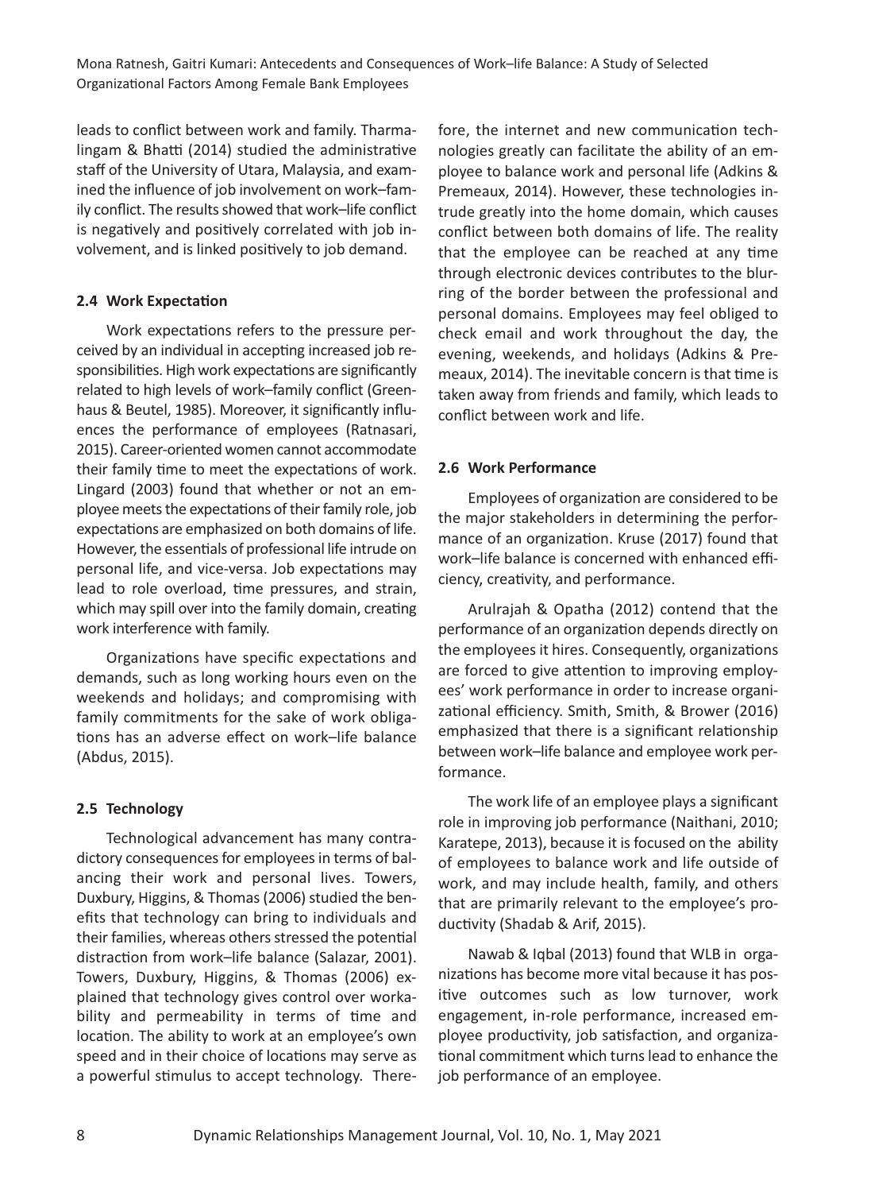leads to conflict between work and family. Tharmalingam & Bhatti (2014) studied the administrative staff of the University of Utara, Malaysia, and examined the influence of job involvement on work–family conflict. The results showed that work–life conflict is negatively and positively correlated with job involvement, and is linked positively to job demand.

### 2.4 Work Expectation

Work expectations refers to the pressure perceived by an individual in accepting increased job responsibilities. High work expectations are significantly related to high levels of work–family conflict (Greenhaus & Beutel, 1985). Moreover, it significantly influences the performance of employees (Ratnasari, 2015). Career-oriented women cannot accommodate their family time to meet the expectations of work. Lingard (2003) found that whether or not an employee meets the expectations of their family role, job expectations are emphasized on both domains of life. However, the essentials of professional life intrude on personal life, and vice-versa. Job expectations may lead to role overload, time pressures, and strain, which may spill over into the family domain, creating work interference with family.

Organizations have specific expectations and demands, such as long working hours even on the weekends and holidays; and compromising with family commitments for the sake of work obligations has an adverse effect on work–life balance (Abdus, 2015).

### 2.5 Technology

Technological advancement has many contradictory consequences for employees in terms of balancing their work and personal lives. Towers, Duxbury, Higgins, & Thomas (2006) studied the benefits that technology can bring to individuals and their families, whereas others stressed the potential distraction from work–life balance (Salazar, 2001). Towers, Duxbury, Higgins, & Thomas (2006) explained that technology gives control over workability and permeability in terms of time and location. The ability to work at an employee's own speed and in their choice of locations may serve as a powerful stimulus to accept technology. Therefore, the internet and new communication technologies greatly can facilitate the ability of an employee to balance work and personal life (Adkins & Premeaux, 2014). However, these technologies intrude greatly into the home domain, which causes conflict between both domains of life. The reality that the employee can be reached at any time through electronic devices contributes to the blurring of the border between the professional and personal domains. Employees may feel obliged to check email and work throughout the day, the evening, weekends, and holidays (Adkins & Premeaux, 2014). The inevitable concern is that time is taken away from friends and family, which leads to conflict between work and life.

### 2.6 Work Performance

Employees of organization are considered to be the major stakeholders in determining the performance of an organization. Kruse (2017) found that work–life balance is concerned with enhanced efficiency, creativity, and performance.

Arulrajah & Opatha (2012) contend that the performance of an organization depends directly on the employees it hires. Consequently, organizations are forced to give attention to improving employees' work performance in order to increase organizational efficiency. Smith, Smith, & Brower (2016) emphasized that there is a significant relationship between work–life balance and employee work performance.

The work life of an employee plays a significant role in improving job performance (Naithani, 2010; Karatepe, 2013), because it is focused on the ability of employees to balance work and life outside of work, and may include health, family, and others that are primarily relevant to the employee's productivity (Shadab & Arif, 2015).

Nawab & Iqbal (2013) found that WLB in organizations has become more vital because it has positive outcomes such as low turnover, work engagement, in-role performance, increased employee productivity, job satisfaction, and organizational commitment which turns lead to enhance the job performance of an employee.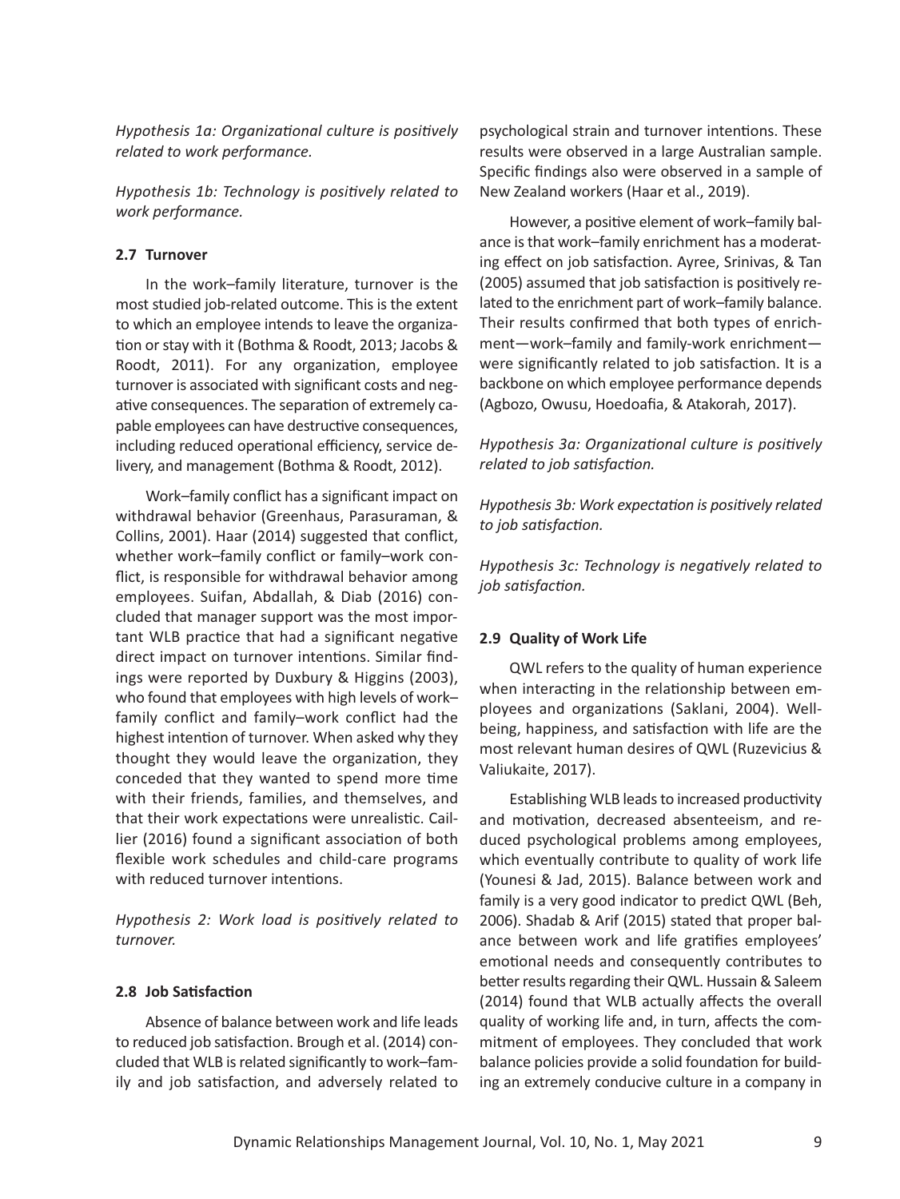*Hypothesis 1a: Organizational culture is positively related to work performance.*

*Hypothesis 1b: Technology is positively related to work performance.*

### 2.7 Turnover

In the work–family literature, turnover is the most studied job-related outcome. This is the extent to which an employee intends to leave the organization or stay with it (Bothma & Roodt, 2013; Jacobs & Roodt, 2011). For any organization, employee turnover is associated with significant costs and negative consequences. The separation of extremely capable employees can have destructive consequences, including reduced operational efficiency, service delivery, and management (Bothma & Roodt, 2012).

Work–family conflict has a significant impact on withdrawal behavior (Greenhaus, Parasuraman, & Collins, 2001). Haar (2014) suggested that conflict, whether work–family conflict or family–work conflict, is responsible for withdrawal behavior among employees. Suifan, Abdallah, & Diab (2016) concluded that manager support was the most important WLB practice that had a significant negative direct impact on turnover intentions. Similar findings were reported by Duxbury & Higgins (2003), who found that employees with high levels of work–family conflict and family–work conflict had the highest intention of turnover. When asked why they thought they would leave the organization, they conceded that they wanted to spend more time with their friends, families, and themselves, and that their work expectations were unrealistic. Caillier (2016) found a significant association of both flexible work schedules and child-care programs with reduced turnover intentions.

*Hypothesis 2: Work load is positively related to turnover.*

### 2.8 Job Satisfaction

Absence of balance between work and life leads to reduced job satisfaction. Brough et al. (2014) concluded that WLB is related significantly to work–family and job satisfaction, and adversely related to psychological strain and turnover intentions. These results were observed in a large Australian sample. Specific findings also were observed in a sample of New Zealand workers (Haar et al., 2019).

However, a positive element of work–family balance is that work–family enrichment has a moderating effect on job satisfaction. Ayree, Srinivas, & Tan (2005) assumed that job satisfaction is positively related to the enrichment part of work–family balance. Their results confirmed that both types of enrichment—work–family and family-work enrichment—were significantly related to job satisfaction. It is a backbone on which employee performance depends (Agbozo, Owusu, Hoedoafia, & Atakorah, 2017).

*Hypothesis 3a: Organizational culture is positively related to job satisfaction.*

*Hypothesis 3b: Work expectation is positively related to job satisfaction.*

*Hypothesis 3c: Technology is negatively related to job satisfaction.*

### 2.9 Quality of Work Life

QWL refers to the quality of human experience when interacting in the relationship between employees and organizations (Saklani, 2004). Well-being, happiness, and satisfaction with life are the most relevant human desires of QWL (Ruzevicius & Valiukaite, 2017).

Establishing WLB leads to increased productivity and motivation, decreased absenteeism, and reduced psychological problems among employees, which eventually contribute to quality of work life (Younesi & Jad, 2015). Balance between work and family is a very good indicator to predict QWL (Beh, 2006). Shadab & Arif (2015) stated that proper balance between work and life gratifies employees' emotional needs and consequently contributes to better results regarding their QWL. Hussain & Saleem (2014) found that WLB actually affects the overall quality of working life and, in turn, affects the commitment of employees. They concluded that work balance policies provide a solid foundation for building an extremely conducive culture in a company in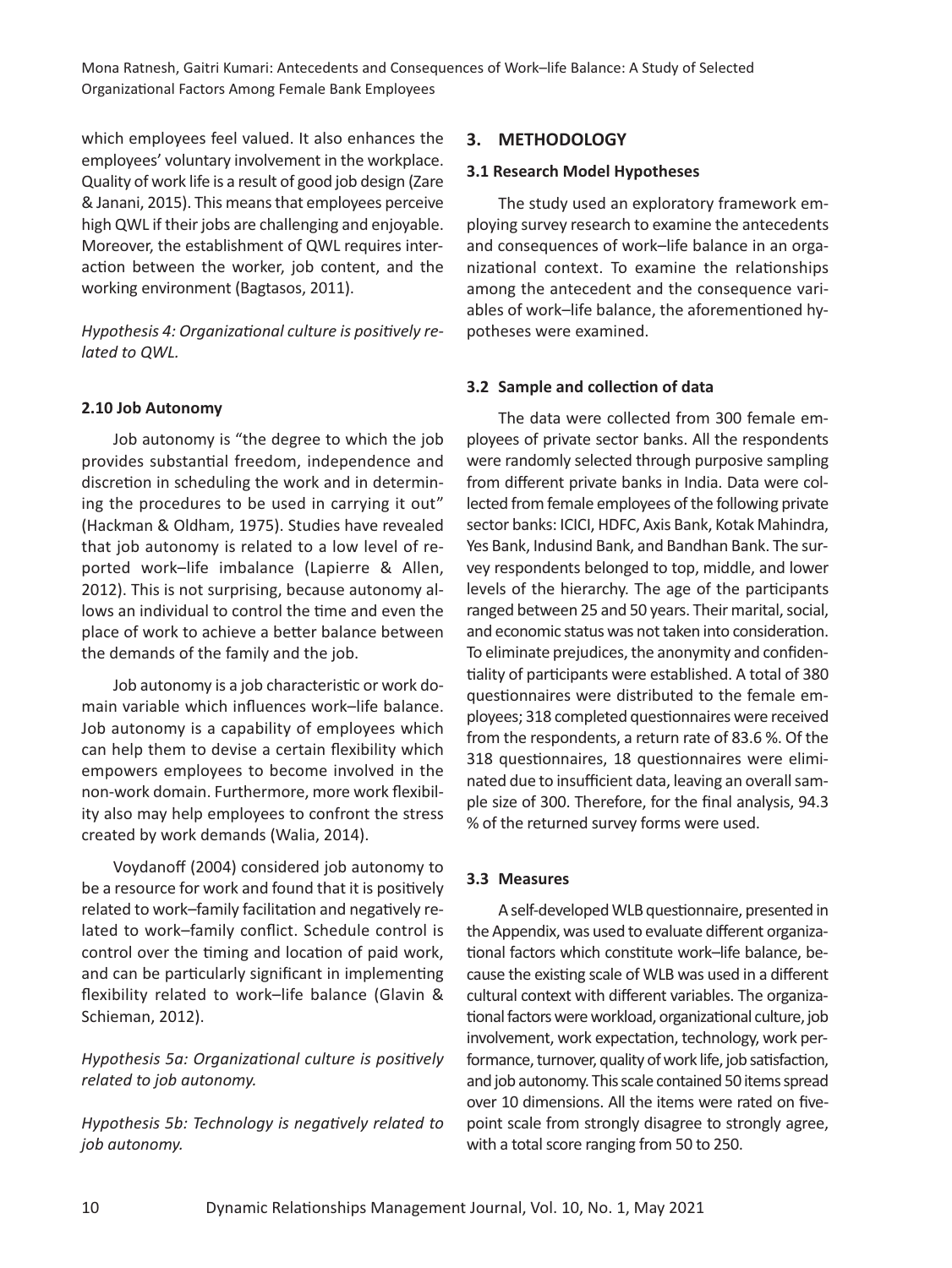which employees feel valued. It also enhances the employees' voluntary involvement in the workplace. Quality of work life is a result of good job design (Zare & Janani, 2015). This means that employees perceive high QWL if their jobs are challenging and enjoyable. Moreover, the establishment of QWL requires interaction between the worker, job content, and the working environment (Bagtasos, 2011).

*Hypothesis 4: Organizational culture is positively related to QWL.*

### 2.10 Job Autonomy

Job autonomy is "the degree to which the job provides substantial freedom, independence and discretion in scheduling the work and in determining the procedures to be used in carrying it out" (Hackman & Oldham, 1975). Studies have revealed that job autonomy is related to a low level of reported work–life imbalance (Lapierre & Allen, 2012). This is not surprising, because autonomy allows an individual to control the time and even the place of work to achieve a better balance between the demands of the family and the job.

Job autonomy is a job characteristic or work domain variable which influences work–life balance. Job autonomy is a capability of employees which can help them to devise a certain flexibility which empowers employees to become involved in the non-work domain. Furthermore, more work flexibility also may help employees to confront the stress created by work demands (Walia, 2014).

Voydanoff (2004) considered job autonomy to be a resource for work and found that it is positively related to work–family facilitation and negatively related to work–family conflict. Schedule control is control over the timing and location of paid work, and can be particularly significant in implementing flexibility related to work–life balance (Glavin & Schieman, 2012).

*Hypothesis 5a: Organizational culture is positively related to job autonomy.*

*Hypothesis 5b: Technology is negatively related to job autonomy.*

## 3. METHODOLOGY

### 3.1 Research Model Hypotheses

The study used an exploratory framework employing survey research to examine the antecedents and consequences of work–life balance in an organizational context. To examine the relationships among the antecedent and the consequence variables of work–life balance, the aforementioned hypotheses were examined.

### 3.2 Sample and collection of data

The data were collected from 300 female employees of private sector banks. All the respondents were randomly selected through purposive sampling from different private banks in India. Data were collected from female employees of the following private sector banks: ICICI, HDFC, Axis Bank, Kotak Mahindra, Yes Bank, Indusind Bank, and Bandhan Bank. The survey respondents belonged to top, middle, and lower levels of the hierarchy. The age of the participants ranged between 25 and 50 years. Their marital, social, and economic status was not taken into consideration. To eliminate prejudices, the anonymity and confidentiality of participants were established. A total of 380 questionnaires were distributed to the female employees; 318 completed questionnaires were received from the respondents, a return rate of 83.6 %. Of the 318 questionnaires, 18 questionnaires were eliminated due to insufficient data, leaving an overall sample size of 300. Therefore, for the final analysis, 94.3 % of the returned survey forms were used.

### 3.3 Measures

A self-developed WLB questionnaire, presented in the Appendix, was used to evaluate different organizational factors which constitute work–life balance, because the existing scale of WLB was used in a different cultural context with different variables. The organizational factors were workload, organizational culture, job involvement, work expectation, technology, work performance, turnover, quality of work life, job satisfaction, and job autonomy. This scale contained 50 items spread over 10 dimensions. All the items were rated on five-point scale from strongly disagree to strongly agree, with a total score ranging from 50 to 250.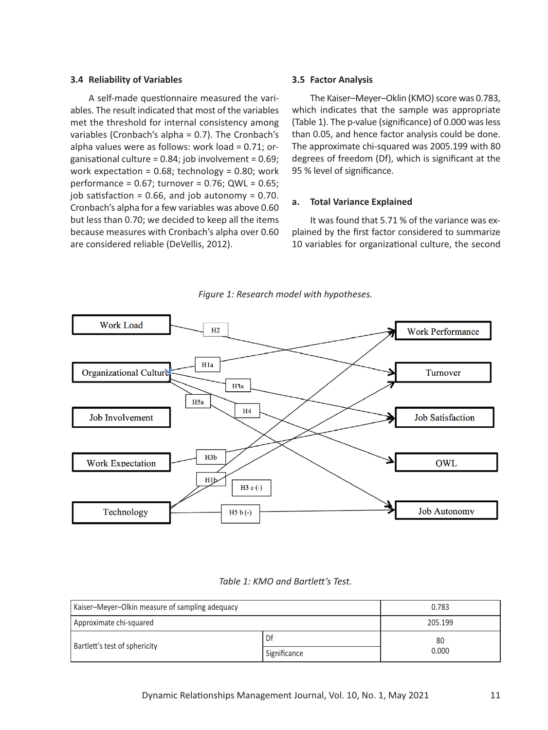### 3.4 Reliability of Variables

A self-made questionnaire measured the variables. The result indicated that most of the variables met the threshold for internal consistency among variables (Cronbach's alpha = 0.7). The Cronbach's alpha values were as follows: work load = 0.71; organisational culture = 0.84; job involvement = 0.69; work expectation = 0.68; technology = 0.80; work performance = 0.67; turnover = 0.76; QWL = 0.65; job satisfaction = 0.66, and job autonomy = 0.70. Cronbach's alpha for a few variables was above 0.60 but less than 0.70; we decided to keep all the items because measures with Cronbach's alpha over 0.60 are considered reliable (DeVellis, 2012).

### 3.5 Factor Analysis

The Kaiser–Meyer–Oklin (KMO) score was 0.783, which indicates that the sample was appropriate (Table 1). The p-value (significance) of 0.000 was less than 0.05, and hence factor analysis could be done. The approximate chi-squared was 2005.199 with 80 degrees of freedom (Df), which is significant at the 95 % level of significance.

**a. Total Variance Explained**

It was found that 5.71 % of the variance was explained by the first factor considered to summarize 10 variables for organizational culture, the second

*Figure 1: Research model with hypotheses.*

*Table 1: KMO and Bartlett's Test.*

| Kaiser–Meyer–Olkin measure of sampling adequacy | | 0.783 |
|---|---|---|
| Approximate chi-squared | | 205.199 |
| Bartlett's test of sphericity | Df | 80 |
| | Significance | 0.000 |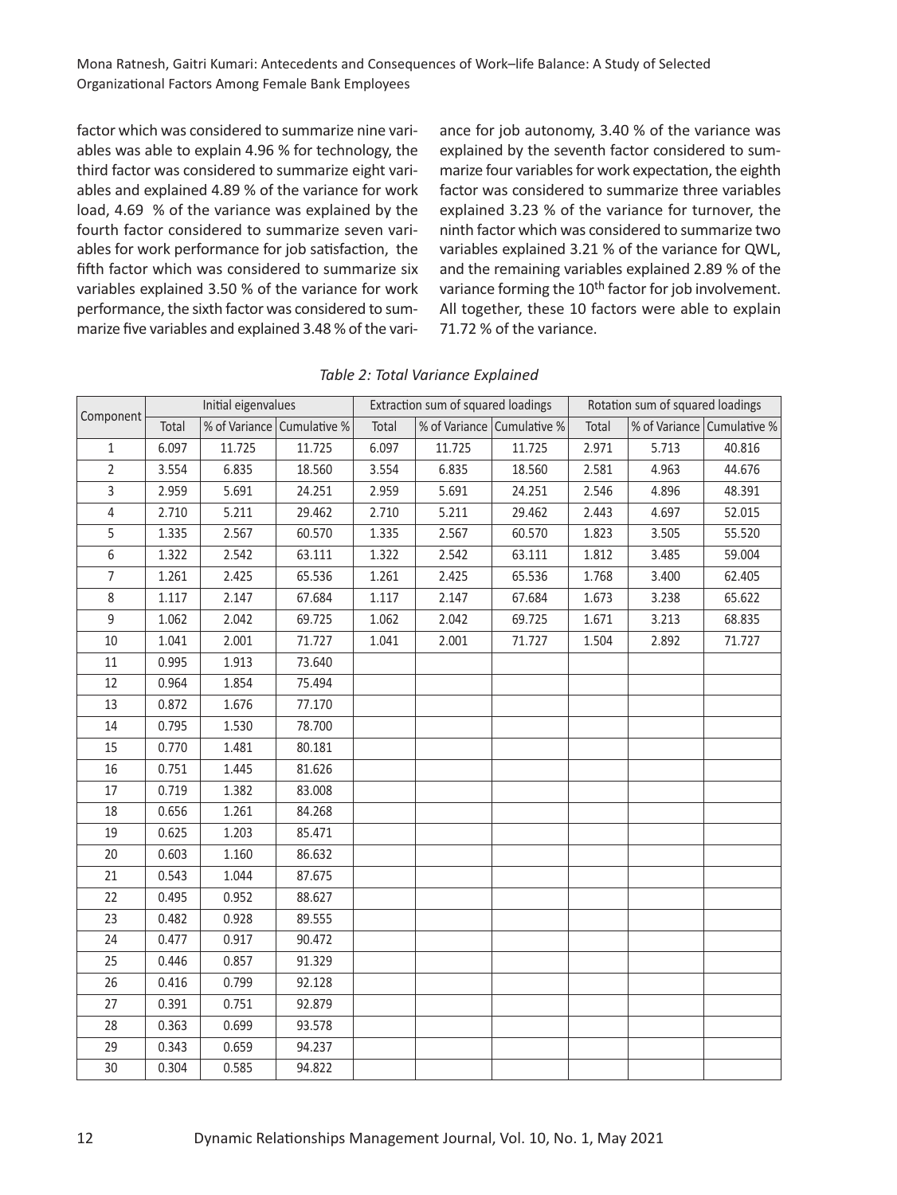factor which was considered to summarize nine variables was able to explain 4.96 % for technology, the third factor was considered to summarize eight variables and explained 4.89 % of the variance for work load, 4.69 % of the variance was explained by the fourth factor considered to summarize seven variables for work performance for job satisfaction, the fifth factor which was considered to summarize six variables explained 3.50 % of the variance for work performance, the sixth factor was considered to summarize five variables and explained 3.48 % of the variance for job autonomy, 3.40 % of the variance was explained by the seventh factor considered to summarize four variables for work expectation, the eighth factor was considered to summarize three variables explained 3.23 % of the variance for turnover, the ninth factor which was considered to summarize two variables explained 3.21 % of the variance for QWL, and the remaining variables explained 2.89 % of the variance forming the 10th factor for job involvement. All together, these 10 factors were able to explain 71.72 % of the variance.

*Table 2: Total Variance Explained*

| Component | Initial eigenvalues | | | Extraction sum of squared loadings | | | Rotation sum of squared loadings | | |
|---|---|---|---|---|---|---|---|---|---|
| | Total | % of Variance | Cumulative % | Total | % of Variance | Cumulative % | Total | % of Variance | Cumulative % |
| 1 | 6.097 | 11.725 | 11.725 | 6.097 | 11.725 | 11.725 | 2.971 | 5.713 | 40.816 |
| 2 | 3.554 | 6.835 | 18.560 | 3.554 | 6.835 | 18.560 | 2.581 | 4.963 | 44.676 |
| 3 | 2.959 | 5.691 | 24.251 | 2.959 | 5.691 | 24.251 | 2.546 | 4.896 | 48.391 |
| 4 | 2.710 | 5.211 | 29.462 | 2.710 | 5.211 | 29.462 | 2.443 | 4.697 | 52.015 |
| 5 | 1.335 | 2.567 | 60.570 | 1.335 | 2.567 | 60.570 | 1.823 | 3.505 | 55.520 |
| 6 | 1.322 | 2.542 | 63.111 | 1.322 | 2.542 | 63.111 | 1.812 | 3.485 | 59.004 |
| 7 | 1.261 | 2.425 | 65.536 | 1.261 | 2.425 | 65.536 | 1.768 | 3.400 | 62.405 |
| 8 | 1.117 | 2.147 | 67.684 | 1.117 | 2.147 | 67.684 | 1.673 | 3.238 | 65.622 |
| 9 | 1.062 | 2.042 | 69.725 | 1.062 | 2.042 | 69.725 | 1.671 | 3.213 | 68.835 |
| 10 | 1.041 | 2.001 | 71.727 | 1.041 | 2.001 | 71.727 | 1.504 | 2.892 | 71.727 |
| 11 | 0.995 | 1.913 | 73.640 | | | | | | |
| 12 | 0.964 | 1.854 | 75.494 | | | | | | |
| 13 | 0.872 | 1.676 | 77.170 | | | | | | |
| 14 | 0.795 | 1.530 | 78.700 | | | | | | |
| 15 | 0.770 | 1.481 | 80.181 | | | | | | |
| 16 | 0.751 | 1.445 | 81.626 | | | | | | |
| 17 | 0.719 | 1.382 | 83.008 | | | | | | |
| 18 | 0.656 | 1.261 | 84.268 | | | | | | |
| 19 | 0.625 | 1.203 | 85.471 | | | | | | |
| 20 | 0.603 | 1.160 | 86.632 | | | | | | |
| 21 | 0.543 | 1.044 | 87.675 | | | | | | |
| 22 | 0.495 | 0.952 | 88.627 | | | | | | |
| 23 | 0.482 | 0.928 | 89.555 | | | | | | |
| 24 | 0.477 | 0.917 | 90.472 | | | | | | |
| 25 | 0.446 | 0.857 | 91.329 | | | | | | |
| 26 | 0.416 | 0.799 | 92.128 | | | | | | |
| 27 | 0.391 | 0.751 | 92.879 | | | | | | |
| 28 | 0.363 | 0.699 | 93.578 | | | | | | |
| 29 | 0.343 | 0.659 | 94.237 | | | | | | |
| 30 | 0.304 | 0.585 | 94.822 | | | | | | |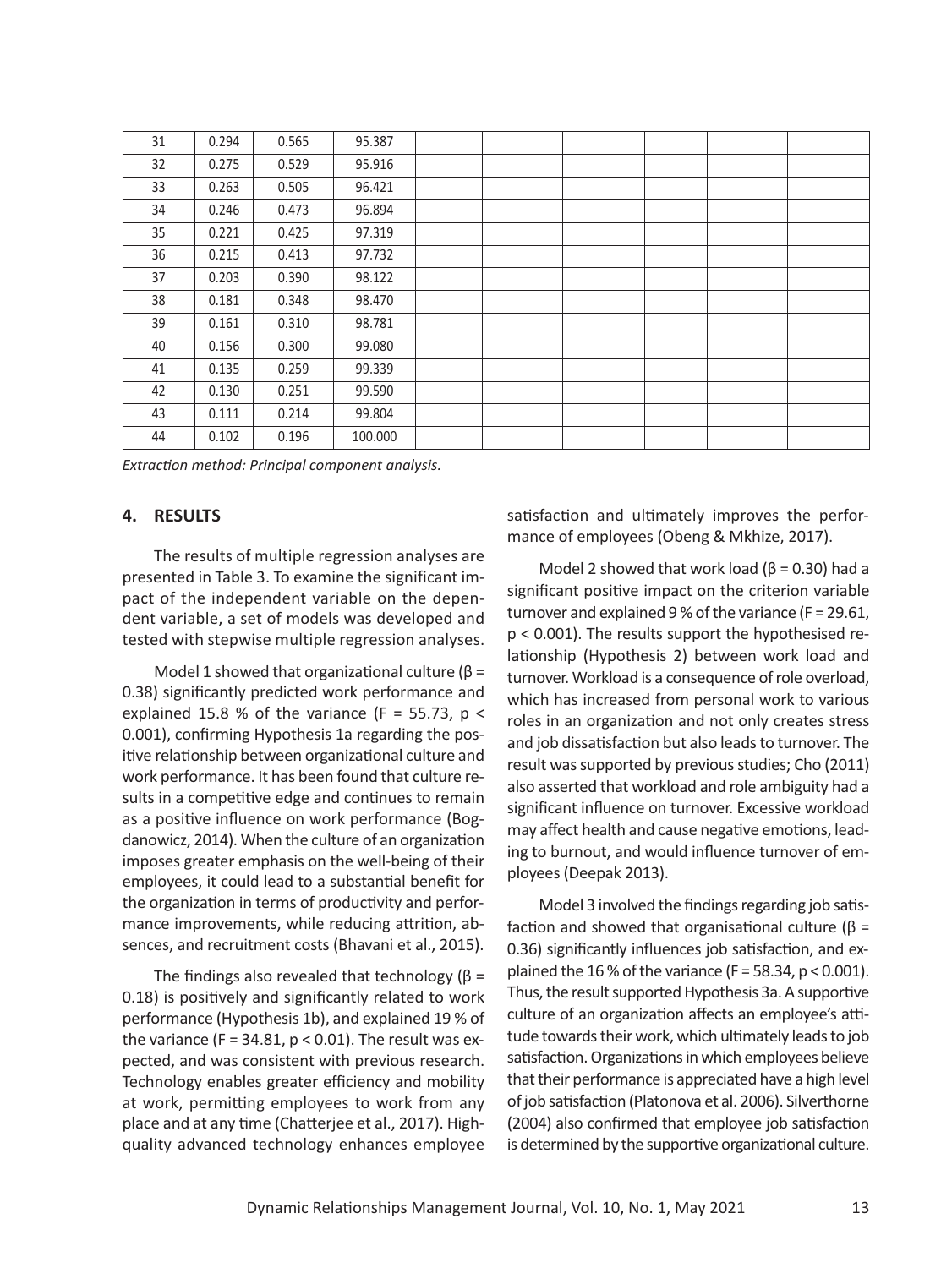| 31 | 0.294 | 0.565 | 95.387 | | | | | | |
|---|---|---|---|---|---|---|---|---|---|
| 32 | 0.275 | 0.529 | 95.916 | | | | | | |
| 33 | 0.263 | 0.505 | 96.421 | | | | | | |
| 34 | 0.246 | 0.473 | 96.894 | | | | | | |
| 35 | 0.221 | 0.425 | 97.319 | | | | | | |
| 36 | 0.215 | 0.413 | 97.732 | | | | | | |
| 37 | 0.203 | 0.390 | 98.122 | | | | | | |
| 38 | 0.181 | 0.348 | 98.470 | | | | | | |
| 39 | 0.161 | 0.310 | 98.781 | | | | | | |
| 40 | 0.156 | 0.300 | 99.080 | | | | | | |
| 41 | 0.135 | 0.259 | 99.339 | | | | | | |
| 42 | 0.130 | 0.251 | 99.590 | | | | | | |
| 43 | 0.111 | 0.214 | 99.804 | | | | | | |
| 44 | 0.102 | 0.196 | 100.000 | | | | | | |

*Extraction method: Principal component analysis.*

## 4. RESULTS

The results of multiple regression analyses are presented in Table 3. To examine the significant impact of the independent variable on the dependent variable, a set of models was developed and tested with stepwise multiple regression analyses.

Model 1 showed that organizational culture ($\beta$ = 0.38) significantly predicted work performance and explained 15.8 % of the variance ($F = 55.73$, $p < 0.001$), confirming Hypothesis 1a regarding the positive relationship between organizational culture and work performance. It has been found that culture results in a competitive edge and continues to remain as a positive influence on work performance (Bogdanowicz, 2014). When the culture of an organization imposes greater emphasis on the well-being of their employees, it could lead to a substantial benefit for the organization in terms of productivity and performance improvements, while reducing attrition, absences, and recruitment costs (Bhavani et al., 2015).

The findings also revealed that technology ($\beta$ = 0.18) is positively and significantly related to work performance (Hypothesis 1b), and explained 19 % of the variance ($F = 34.81$, $p < 0.01$). The result was expected, and was consistent with previous research. Technology enables greater efficiency and mobility at work, permitting employees to work from any place and at any time (Chatterjee et al., 2017). High-quality advanced technology enhances employee satisfaction and ultimately improves the performance of employees (Obeng & Mkhize, 2017).

Model 2 showed that work load ($\beta$ = 0.30) had a significant positive impact on the criterion variable turnover and explained 9 % of the variance ($F = 29.61$, $p < 0.001$). The results support the hypothesised relationship (Hypothesis 2) between work load and turnover. Workload is a consequence of role overload, which has increased from personal work to various roles in an organization and not only creates stress and job dissatisfaction but also leads to turnover. The result was supported by previous studies; Cho (2011) also asserted that workload and role ambiguity had a significant influence on turnover. Excessive workload may affect health and cause negative emotions, leading to burnout, and would influence turnover of employees (Deepak 2013).

Model 3 involved the findings regarding job satisfaction and showed that organisational culture ($\beta$ = 0.36) significantly influences job satisfaction, and explained the 16 % of the variance ($F = 58.34$, $p < 0.001$). Thus, the result supported Hypothesis 3a. A supportive culture of an organization affects an employee's attitude towards their work, which ultimately leads to job satisfaction. Organizations in which employees believe that their performance is appreciated have a high level of job satisfaction (Platonova et al. 2006). Silverthorne (2004) also confirmed that employee job satisfaction is determined by the supportive organizational culture.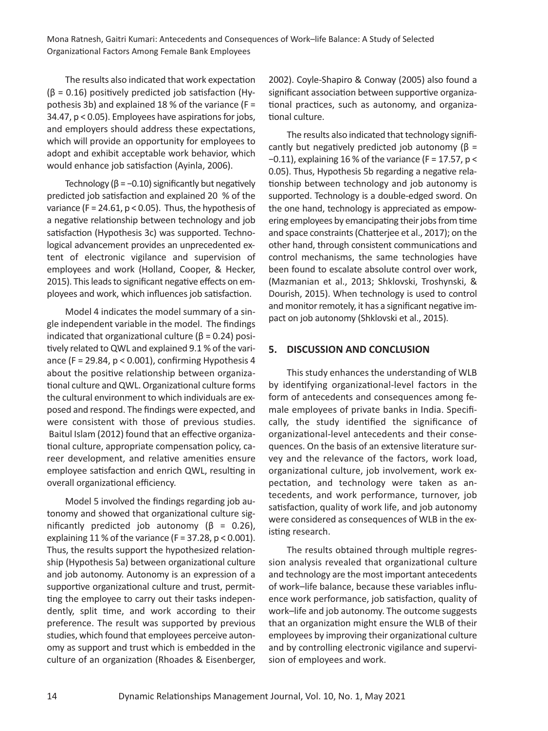The results also indicated that work expectation ($\beta = 0.16$) positively predicted job satisfaction (Hypothesis 3b) and explained 18 % of the variance ($F = 34.47$, $p < 0.05$). Employees have aspirations for jobs, and employers should address these expectations, which will provide an opportunity for employees to adopt and exhibit acceptable work behavior, which would enhance job satisfaction (Ayinla, 2006).

Technology ($\beta = -0.10$) significantly but negatively predicted job satisfaction and explained 20 % of the variance ($F = 24.61$, $p < 0.05$). Thus, the hypothesis of a negative relationship between technology and job satisfaction (Hypothesis 3c) was supported. Technological advancement provides an unprecedented extent of electronic vigilance and supervision of employees and work (Holland, Cooper, & Hecker, 2015). This leads to significant negative effects on employees and work, which influences job satisfaction.

Model 4 indicates the model summary of a single independent variable in the model. The findings indicated that organizational culture ($\beta = 0.24$) positively related to QWL and explained 9.1 % of the variance ($F = 29.84$, $p < 0.001$), confirming Hypothesis 4 about the positive relationship between organizational culture and QWL. Organizational culture forms the cultural environment to which individuals are exposed and respond. The findings were expected, and were consistent with those of previous studies. Baitul Islam (2012) found that an effective organizational culture, appropriate compensation policy, career development, and relative amenities ensure employee satisfaction and enrich QWL, resulting in overall organizational efficiency.

Model 5 involved the findings regarding job autonomy and showed that organizational culture significantly predicted job autonomy ($\beta = 0.26$), explaining 11 % of the variance ($F = 37.28$, $p < 0.001$). Thus, the results support the hypothesized relationship (Hypothesis 5a) between organizational culture and job autonomy. Autonomy is an expression of a supportive organizational culture and trust, permitting the employee to carry out their tasks independently, split time, and work according to their preference. The result was supported by previous studies, which found that employees perceive autonomy as support and trust which is embedded in the culture of an organization (Rhoades & Eisenberger, 2002). Coyle-Shapiro & Conway (2005) also found a significant association between supportive organizational practices, such as autonomy, and organizational culture.

The results also indicated that technology significantly but negatively predicted job autonomy ($\beta = -0.11$), explaining 16 % of the variance ($F = 17.57$, $p < 0.05$). Thus, Hypothesis 5b regarding a negative relationship between technology and job autonomy is supported. Technology is a double-edged sword. On the one hand, technology is appreciated as empowering employees by emancipating their jobs from time and space constraints (Chatterjee et al., 2017); on the other hand, through consistent communications and control mechanisms, the same technologies have been found to escalate absolute control over work, (Mazmanian et al., 2013; Shklovski, Troshynski, & Dourish, 2015). When technology is used to control and monitor remotely, it has a significant negative impact on job autonomy (Shklovski et al., 2015).

## 5. DISCUSSION AND CONCLUSION

This study enhances the understanding of WLB by identifying organizational-level factors in the form of antecedents and consequences among female employees of private banks in India. Specifically, the study identified the significance of organizational-level antecedents and their consequences. On the basis of an extensive literature survey and the relevance of the factors, work load, organizational culture, job involvement, work expectation, and technology were taken as antecedents, and work performance, turnover, job satisfaction, quality of work life, and job autonomy were considered as consequences of WLB in the existing research.

The results obtained through multiple regression analysis revealed that organizational culture and technology are the most important antecedents of work–life balance, because these variables influence work performance, job satisfaction, quality of work–life and job autonomy. The outcome suggests that an organization might ensure the WLB of their employees by improving their organizational culture and by controlling electronic vigilance and supervision of employees and work.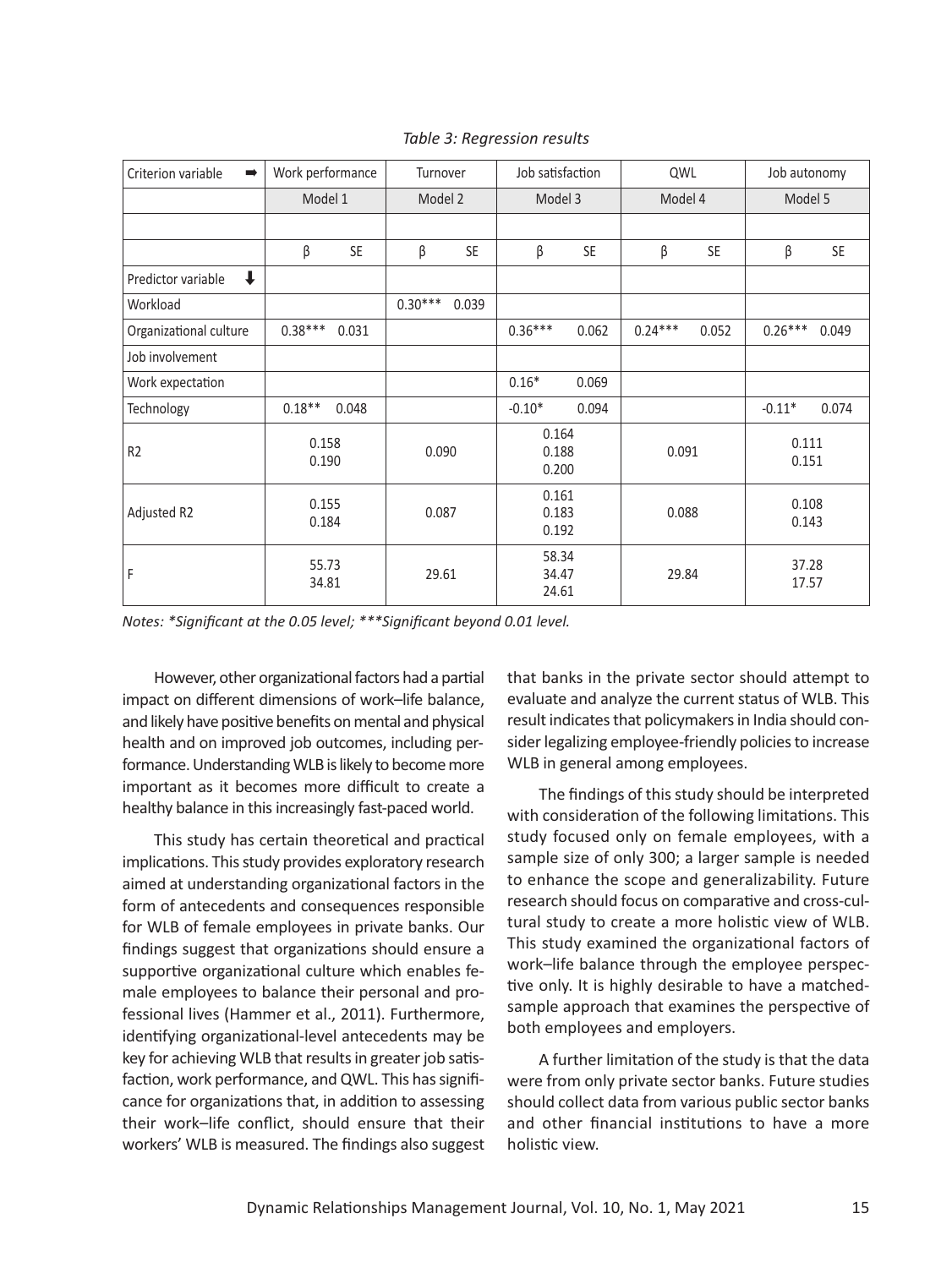*Table 3: Regression results*

| Criterion variable ➡ | Work performance | | Turnover | | Job satisfaction | | QWL | | Job autonomy | |
|---|---|---|---|---|---|---|---|---|---|---|
| | Model 1 | | Model 2 | | Model 3 | | Model 4 | | Model 5 | |
| | | | | | | | | | | |
| | β | SE | β | SE | β | SE | β | SE | β | SE |
| Predictor variable ⬇ | | | | | | | | | | |
| Workload | | | 0.30*** | 0.039 | | | | | | |
| Organizational culture | 0.38*** | 0.031 | | | 0.36*** | 0.062 | 0.24*** | 0.052 | 0.26*** | 0.049 |
| Job involvement | | | | | | | | | | |
| Work expectation | | | | | 0.16* | 0.069 | | | | |
| Technology | 0.18** | 0.048 | | | -0.10* | 0.094 | | | -0.11* | 0.074 |
| R2 | 0.158<br>0.190 | | 0.090 | | 0.164<br>0.188<br>0.200 | | 0.091 | | 0.111<br>0.151 | |
| Adjusted R2 | 0.155<br>0.184 | | 0.087 | | 0.161<br>0.183<br>0.192 | | 0.088 | | 0.108<br>0.143 | |
| F | 55.73<br>34.81 | | 29.61 | | 58.34<br>34.47<br>24.61 | | 29.84 | | 37.28<br>17.57 | |

*Notes: *Significant at the 0.05 level; ***Significant beyond 0.01 level.*

However, other organizational factors had a partial impact on different dimensions of work–life balance, and likely have positive benefits on mental and physical health and on improved job outcomes, including performance. Understanding WLB is likely to become more important as it becomes more difficult to create a healthy balance in this increasingly fast-paced world.

This study has certain theoretical and practical implications. This study provides exploratory research aimed at understanding organizational factors in the form of antecedents and consequences responsible for WLB of female employees in private banks. Our findings suggest that organizations should ensure a supportive organizational culture which enables female employees to balance their personal and professional lives (Hammer et al., 2011). Furthermore, identifying organizational-level antecedents may be key for achieving WLB that results in greater job satisfaction, work performance, and QWL. This has significance for organizations that, in addition to assessing their work–life conflict, should ensure that their workers' WLB is measured. The findings also suggest that banks in the private sector should attempt to evaluate and analyze the current status of WLB. This result indicates that policymakers in India should consider legalizing employee-friendly policies to increase WLB in general among employees.

The findings of this study should be interpreted with consideration of the following limitations. This study focused only on female employees, with a sample size of only 300; a larger sample is needed to enhance the scope and generalizability. Future research should focus on comparative and cross-cultural study to create a more holistic view of WLB. This study examined the organizational factors of work–life balance through the employee perspective only. It is highly desirable to have a matched-sample approach that examines the perspective of both employees and employers.

A further limitation of the study is that the data were from only private sector banks. Future studies should collect data from various public sector banks and other financial institutions to have a more holistic view.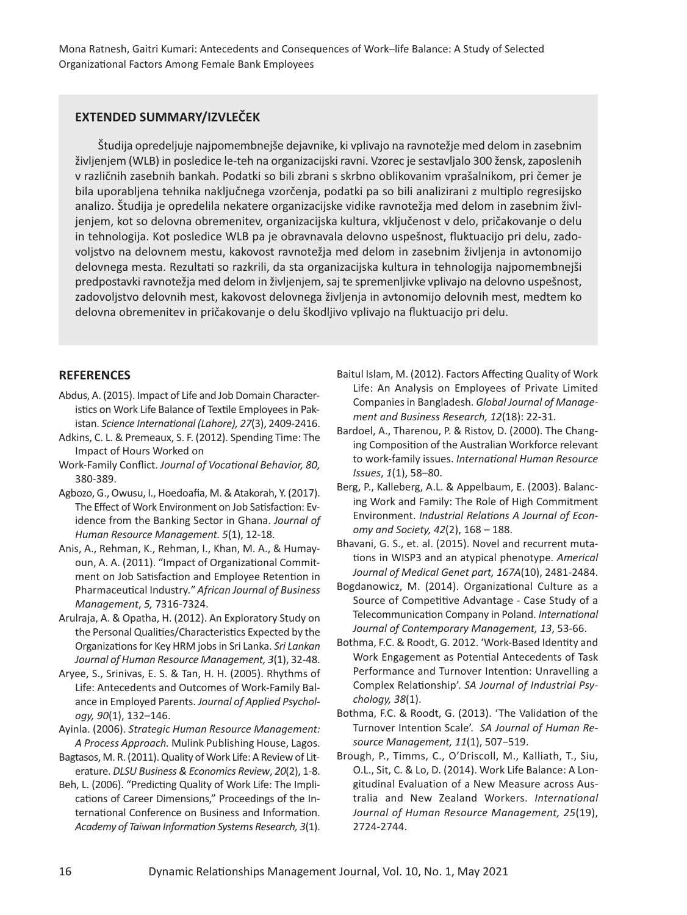## EXTENDED SUMMARY/IZVLEČEK

Študija opredeljuje najpomembnejše dejavnike, ki vplivajo na ravnotežje med delom in zasebnim življenjem (WLB) in posledice le-teh na organizacijski ravni. Vzorec je sestavljalo 300 žensk, zaposlenih v različnih zasebnih bankah. Podatki so bili zbrani s skrbno oblikovanim vprašalnikom, pri čemer je bila uporabljena tehnika naključnega vzorčenja, podatki pa so bili analizirani z multiplo regresijsko analizo. Študija je opredelila nekatere organizacijske vidike ravnotežja med delom in zasebnim življenjem, kot so delovna obremenitev, organizacijska kultura, vključenost v delo, pričakovanje o delu in tehnologija. Kot posledice WLB pa je obravnavala delovno uspešnost, fluktuacijo pri delu, zadovoljstvo na delovnem mestu, kakovost ravnotežja med delom in zasebnim življenja in avtonomijo delovnega mesta. Rezultati so razkrili, da sta organizacijska kultura in tehnologija najpomembnejši predpostavki ravnotežja med delom in življenjem, saj te spremenljivke vplivajo na delovno uspešnost, zadovoljstvo delovnih mest, kakovost delovnega življenja in avtonomijo delovnih mest, medtem ko delovna obremenitev in pričakovanje o delu škodljivo vplivajo na fluktuacijo pri delu.

## REFERENCES

Abdus, A. (2015). Impact of Life and Job Domain Characteristics on Work Life Balance of Textile Employees in Pakistan. *Science International (Lahore), 27*(3), 2409-2416.

Adkins, C. L. & Premeaux, S. F. (2012). Spending Time: The Impact of Hours Worked on

Work-Family Conflict. *Journal of Vocational Behavior, 80,* 380-389.

Agbozo, G., Owusu, I., Hoedoafia, M. & Atakorah, Y. (2017). The Effect of Work Environment on Job Satisfaction: Evidence from the Banking Sector in Ghana. *Journal of Human Resource Management. 5*(1), 12-18.

Anis, A., Rehman, K., Rehman, I., Khan, M. A., & Humayoun, A. A. (2011). "Impact of Organizational Commitment on Job Satisfaction and Employee Retention in Pharmaceutical Industry.*" African Journal of Business Management*, *5,* 7316-7324.

Arulraja, A. & Opatha, H. (2012). An Exploratory Study on the Personal Qualities/Characteristics Expected by the Organizations for Key HRM jobs in Sri Lanka. *Sri Lankan Journal of Human Resource Management, 3*(1), 32-48.

Aryee, S., Srinivas, E. S. & Tan, H. H. (2005). Rhythms of Life: Antecedents and Outcomes of Work-Family Balance in Employed Parents. *Journal of Applied Psychology, 90*(1), 132–146.

Ayinla. (2006). *Strategic Human Resource Management: A Process Approach.* Mulink Publishing House, Lagos.

Bagtasos, M. R. (2011). Quality of Work Life: A Review of Literature. *DLSU Business & Economics Review*, *20*(2), 1-8.

Beh, L. (2006). "Predicting Quality of Work Life: The Implications of Career Dimensions," Proceedings of the International Conference on Business and Information. *Academy of Taiwan Information Systems Research, 3*(1).

Baitul Islam, M. (2012). Factors Affecting Quality of Work Life: An Analysis on Employees of Private Limited Companies in Bangladesh. *Global Journal of Management and Business Research, 12*(18): 22-31.

Bardoel, A., Tharenou, P. & Ristov, D. (2000). The Changing Composition of the Australian Workforce relevant to work-family issues. *International Human Resource Issues*, *1*(1), 58–80.

Berg, P., Kalleberg, A.L. & Appelbaum, E. (2003). Balancing Work and Family: The Role of High Commitment Environment. *Industrial Relations A Journal of Economy and Society, 42*(2), 168 – 188.

Bhavani, G. S., et. al. (2015). Novel and recurrent mutations in WISP3 and an atypical phenotype. *Americal Journal of Medical Genet part, 167A*(10), 2481-2484.

Bogdanowicz, M. (2014). Organizational Culture as a Source of Competitive Advantage - Case Study of a Telecommunication Company in Poland. *International Journal of Contemporary Management, 13*, 53-66.

Bothma, F.C. & Roodt, G. 2012. 'Work-Based Identity and Work Engagement as Potential Antecedents of Task Performance and Turnover Intention: Unravelling a Complex Relationship'. *SA Journal of Industrial Psychology, 38*(1).

Bothma, F.C. & Roodt, G. (2013). 'The Validation of the Turnover Intention Scale'. *SA Journal of Human Resource Management, 11*(1), 507−519.

Brough, P., Timms, C., O'Driscoll, M., Kalliath, T., Siu, O.L., Sit, C. & Lo, D. (2014). Work Life Balance: A Longitudinal Evaluation of a New Measure across Australia and New Zealand Workers. *International Journal of Human Resource Management, 25*(19), 2724-2744.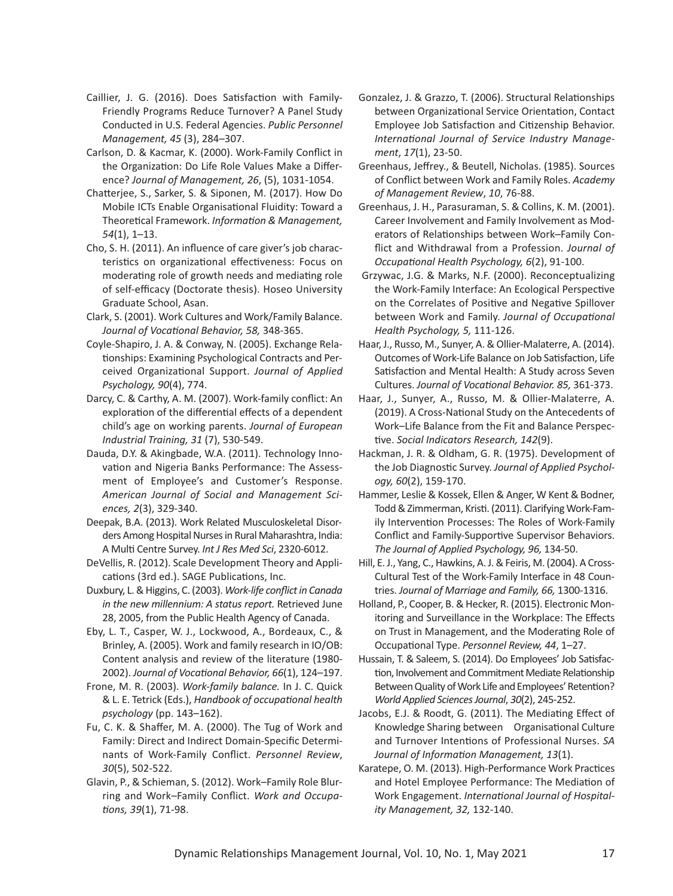Caillier, J. G. (2016). Does Satisfaction with Family-Friendly Programs Reduce Turnover? A Panel Study Conducted in U.S. Federal Agencies. *Public Personnel Management, 45* (3), 284–307.

Carlson, D. & Kacmar, K. (2000). Work-Family Conflict in the Organization: Do Life Role Values Make a Difference? *Journal of Management, 26*, (5), 1031-1054.

Chatterjee, S., Sarker, S. & Siponen, M. (2017). How Do Mobile ICTs Enable Organisational Fluidity: Toward a Theoretical Framework. *Information & Management, 54*(1), 1–13.

Cho, S. H. (2011). An influence of care giver's job characteristics on organizational effectiveness: Focus on moderating role of growth needs and mediating role of self-efficacy (Doctorate thesis). Hoseo University Graduate School, Asan.

Clark, S. (2001). Work Cultures and Work/Family Balance. *Journal of Vocational Behavior, 58,* 348-365.

Coyle-Shapiro, J. A. & Conway, N. (2005). Exchange Relationships: Examining Psychological Contracts and Perceived Organizational Support. *Journal of Applied Psychology, 90*(4), 774.

Darcy, C. & Carthy, A. M. (2007). Work-family conflict: An exploration of the differential effects of a dependent child's age on working parents. *Journal of European Industrial Training, 31* (7), 530-549.

Dauda, D.Y. & Akingbade, W.A. (2011). Technology Innovation and Nigeria Banks Performance: The Assessment of Employee's and Customer's Response. *American Journal of Social and Management Sciences, 2*(3), 329-340.

Deepak, B.A. (2013). Work Related Musculoskeletal Disorders Among Hospital Nurses in Rural Maharashtra, India: A Multi Centre Survey. *Int J Res Med Sci*, 2320-6012.

DeVellis, R. (2012). Scale Development Theory and Applications (3rd ed.). SAGE Publications, Inc.

Duxbury, L. & Higgins, C. (2003). *Work-life conflict in Canada in the new millennium: A status report.* Retrieved June 28, 2005, from the Public Health Agency of Canada.

Eby, L. T., Casper, W. J., Lockwood, A., Bordeaux, C., & Brinley, A. (2005). Work and family research in IO/OB: Content analysis and review of the literature (1980-2002). *Journal of Vocational Behavior, 66*(1), 124–197.

Frone, M. R. (2003). *Work-family balance.* In J. C. Quick & L. E. Tetrick (Eds.), *Handbook of occupational health psychology* (pp. 143–162).

Fu, C. K. & Shaffer, M. A. (2000). The Tug of Work and Family: Direct and Indirect Domain-Specific Determinants of Work-Family Conflict. *Personnel Review*, *30*(5), 502-522.

Glavin, P., & Schieman, S. (2012). Work–Family Role Blurring and Work–Family Conflict. *Work and Occupations, 39*(1), 71-98.

Gonzalez, J. & Grazzo, T. (2006). Structural Relationships between Organizational Service Orientation, Contact Employee Job Satisfaction and Citizenship Behavior. *International Journal of Service Industry Management*, *17*(1), 23-50.

Greenhaus, Jeffrey., & Beutell, Nicholas. (1985). Sources of Conflict between Work and Family Roles. *Academy of Management Review*, *10*, 76-88.

Greenhaus, J. H., Parasuraman, S. & Collins, K. M. (2001). Career Involvement and Family Involvement as Moderators of Relationships between Work–Family Conflict and Withdrawal from a Profession. *Journal of Occupational Health Psychology, 6*(2), 91-100.

Grzywac, J.G. & Marks, N.F. (2000). Reconceptualizing the Work-Family Interface: An Ecological Perspective on the Correlates of Positive and Negative Spillover between Work and Family. *Journal of Occupational Health Psychology, 5,* 111-126.

Haar, J., Russo, M., Sunyer, A. & Ollier-Malaterre, A. (2014). Outcomes of Work-Life Balance on Job Satisfaction, Life Satisfaction and Mental Health: A Study across Seven Cultures. *Journal of Vocational Behavior. 85,* 361-373.

Haar, J., Sunyer, A., Russo, M. & Ollier-Malaterre, A. (2019). A Cross-National Study on the Antecedents of Work–Life Balance from the Fit and Balance Perspective. *Social Indicators Research, 142*(9).

Hackman, J. R. & Oldham, G. R. (1975). Development of the Job Diagnostic Survey. *Journal of Applied Psychology, 60*(2), 159-170.

Hammer, Leslie & Kossek, Ellen & Anger, W Kent & Bodner, Todd & Zimmerman, Kristi. (2011). Clarifying Work-Family Intervention Processes: The Roles of Work-Family Conflict and Family-Supportive Supervisor Behaviors. *The Journal of Applied Psychology, 96,* 134-50.

Hill, E. J., Yang, C., Hawkins, A. J. & Feiris, M. (2004). A Cross-Cultural Test of the Work-Family Interface in 48 Countries. *Journal of Marriage and Family, 66,* 1300-1316.

Holland, P., Cooper, B. & Hecker, R. (2015). Electronic Monitoring and Surveillance in the Workplace: The Effects on Trust in Management, and the Moderating Role of Occupational Type. *Personnel Review, 44*, 1–27.

Hussain, T. & Saleem, S. (2014). Do Employees' Job Satisfaction, Involvement and Commitment Mediate Relationship Between Quality of Work Life and Employees' Retention? *World Applied Sciences Journal*, *30*(2), 245-252.

Jacobs, E.J. & Roodt, G. (2011). The Mediating Effect of Knowledge Sharing between Organisational Culture and Turnover Intentions of Professional Nurses. *SA Journal of Information Management, 13*(1).

Karatepe, O. M. (2013). High-Performance Work Practices and Hotel Employee Performance: The Mediation of Work Engagement. *International Journal of Hospitality Management, 32,* 132-140.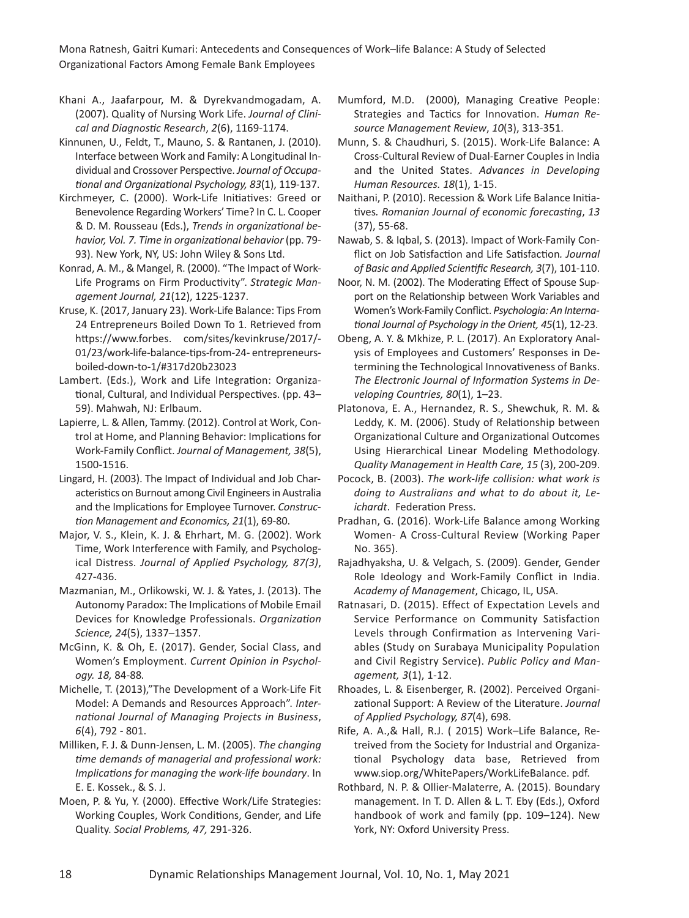Khani A., Jaafarpour, M. & Dyrekvandmogadam, A. (2007). Quality of Nursing Work Life. *Journal of Clinical and Diagnostic Research*, *2*(6), 1169-1174.

Kinnunen, U., Feldt, T., Mauno, S. & Rantanen, J. (2010). Interface between Work and Family: A Longitudinal Individual and Crossover Perspective. *Journal of Occupational and Organizational Psychology, 83*(1), 119-137.

Kirchmeyer, C. (2000). Work-Life Initiatives: Greed or Benevolence Regarding Workers' Time? In C. L. Cooper & D. M. Rousseau (Eds.), *Trends in organizational behavior, Vol. 7. Time in organizational behavior* (pp. 79-93). New York, NY, US: John Wiley & Sons Ltd.

Konrad, A. M., & Mangel, R. (2000). "The Impact of Work-Life Programs on Firm Productivity". *Strategic Management Journal, 21*(12), 1225-1237.

Kruse, K. (2017, January 23). Work-Life Balance: Tips From 24 Entrepreneurs Boiled Down To 1. Retrieved from https://www.forbes. com/sites/kevinkruse/2017/-01/23/work-life-balance-tips-from-24- entrepreneurs-boiled-down-to-1/#317d20b23023

Lambert. (Eds.), Work and Life Integration: Organizational, Cultural, and Individual Perspectives. (pp. 43–59). Mahwah, NJ: Erlbaum.

Lapierre, L. & Allen, Tammy. (2012). Control at Work, Control at Home, and Planning Behavior: Implications for Work-Family Conflict. *Journal of Management, 38*(5), 1500-1516.

Lingard, H. (2003). The Impact of Individual and Job Characteristics on Burnout among Civil Engineers in Australia and the Implications for Employee Turnover. *Construction Management and Economics, 21*(1), 69-80.

Major, V. S., Klein, K. J. & Ehrhart, M. G. (2002). Work Time, Work Interference with Family, and Psychological Distress. *Journal of Applied Psychology, 87(3)*, 427-436.

Mazmanian, M., Orlikowski, W. J. & Yates, J. (2013). The Autonomy Paradox: The Implications of Mobile Email Devices for Knowledge Professionals. *Organization Science, 24*(5), 1337–1357.

McGinn, K. & Oh, E. (2017). Gender, Social Class, and Women's Employment. *Current Opinion in Psychology. 18,* 84-88.

Michelle, T. (2013),"The Development of a Work-Life Fit Model: A Demands and Resources Approach". *International Journal of Managing Projects in Business*, *6*(4), 792 - 801.

Milliken, F. J. & Dunn-Jensen, L. M. (2005). *The changing time demands of managerial and professional work: Implications for managing the work-life boundary*. In E. E. Kossek., & S. J.

Moen, P. & Yu, Y. (2000). Effective Work/Life Strategies: Working Couples, Work Conditions, Gender, and Life Quality. *Social Problems, 47,* 291-326.

Mumford, M.D. (2000), Managing Creative People: Strategies and Tactics for Innovation. *Human Resource Management Review*, *10*(3), 313-351.

Munn, S. & Chaudhuri, S. (2015). Work-Life Balance: A Cross-Cultural Review of Dual-Earner Couples in India and the United States. *Advances in Developing Human Resources. 18*(1), 1-15.

Naithani, P. (2010). Recession & Work Life Balance Initiatives*. Romanian Journal of economic forecasting*, *13* (37), 55-68.

Nawab, S. & Iqbal, S. (2013). Impact of Work-Family Conflict on Job Satisfaction and Life Satisfaction*. Journal of Basic and Applied Scientific Research, 3*(7), 101-110.

Noor, N. M. (2002). The Moderating Effect of Spouse Support on the Relationship between Work Variables and Women's Work-Family Conflict. *Psychologia: An International Journal of Psychology in the Orient, 45*(1), 12-23.

Obeng, A. Y. & Mkhize, P. L. (2017). An Exploratory Analysis of Employees and Customers' Responses in Determining the Technological Innovativeness of Banks. *The Electronic Journal of Information Systems in Developing Countries, 80*(1), 1–23.

Platonova, E. A., Hernandez, R. S., Shewchuk, R. M. & Leddy, K. M. (2006). Study of Relationship between Organizational Culture and Organizational Outcomes Using Hierarchical Linear Modeling Methodology. *Quality Management in Health Care, 15* (3), 200-209.

Pocock, B. (2003). *The work-life collision: what work is doing to Australians and what to do about it, Leichardt*. Federation Press.

Pradhan, G. (2016). Work-Life Balance among Working Women- A Cross-Cultural Review (Working Paper No. 365).

Rajadhyaksha, U. & Velgach, S. (2009). Gender, Gender Role Ideology and Work-Family Conflict in India. *Academy of Management*, Chicago, IL, USA.

Ratnasari, D. (2015). Effect of Expectation Levels and Service Performance on Community Satisfaction Levels through Confirmation as Intervening Variables (Study on Surabaya Municipality Population and Civil Registry Service). *Public Policy and Management, 3*(1), 1-12.

Rhoades, L. & Eisenberger, R. (2002). Perceived Organizational Support: A Review of the Literature. *Journal of Applied Psychology, 87*(4), 698.

Rife, A. A.,& Hall, R.J. ( 2015) Work–Life Balance, Retreived from the Society for Industrial and Organizational Psychology data base, Retrieved from www.siop.org/WhitePapers/WorkLifeBalance. pdf.

Rothbard, N. P. & Ollier-Malaterre, A. (2015). Boundary management. In T. D. Allen & L. T. Eby (Eds.), Oxford handbook of work and family (pp. 109–124). New York, NY: Oxford University Press.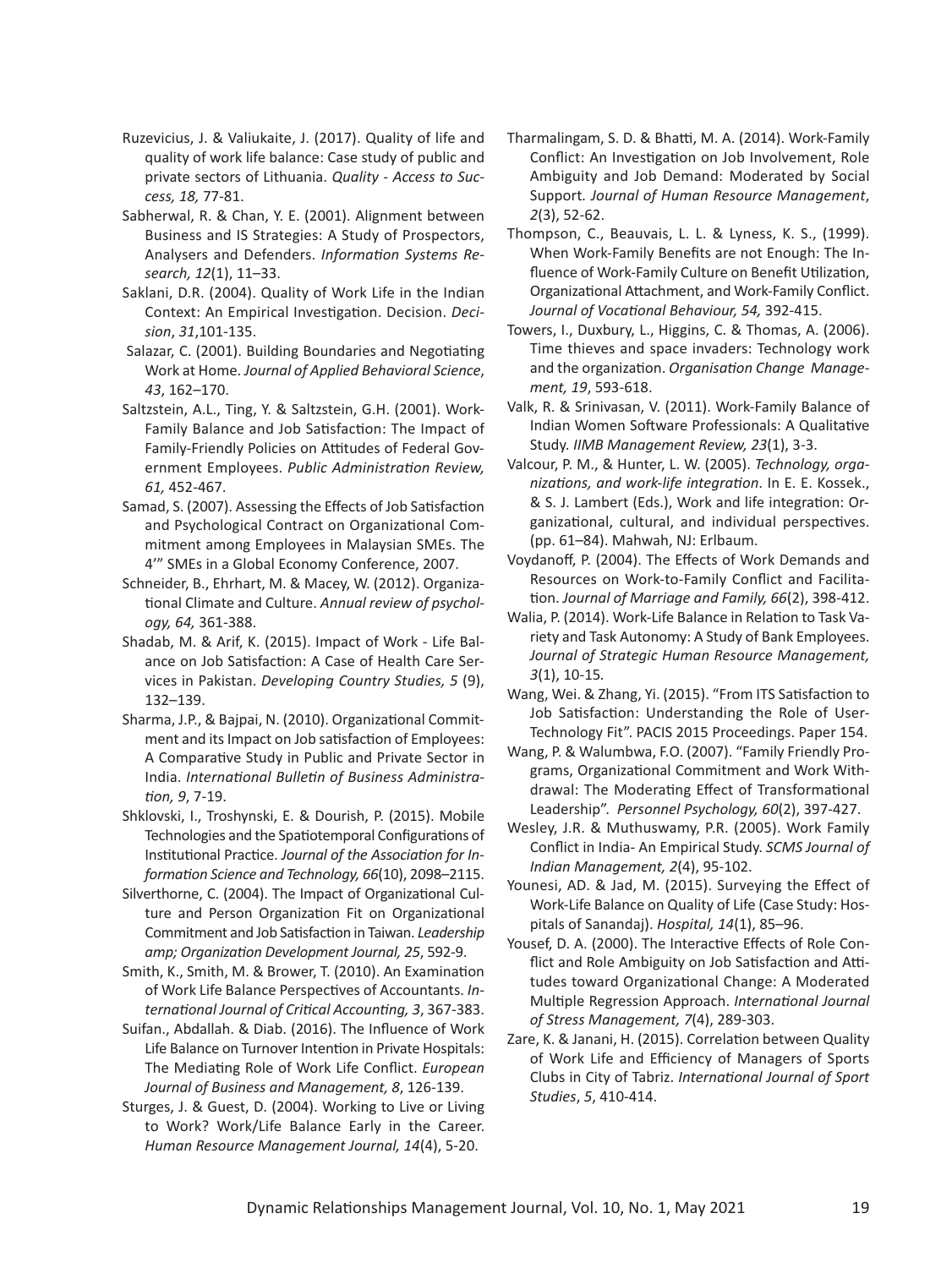Ruzevicius, J. & Valiukaite, J. (2017). Quality of life and quality of work life balance: Case study of public and private sectors of Lithuania. *Quality - Access to Success, 18,* 77-81.

Sabherwal, R. & Chan, Y. E. (2001). Alignment between Business and IS Strategies: A Study of Prospectors, Analysers and Defenders. *Information Systems Research, 12*(1), 11–33.

Saklani, D.R. (2004). Quality of Work Life in the Indian Context: An Empirical Investigation. Decision. *Decision*, *31*,101-135.

Salazar, C. (2001). Building Boundaries and Negotiating Work at Home. *Journal of Applied Behavioral Science*, *43*, 162–170.

Saltzstein, A.L., Ting, Y. & Saltzstein, G.H. (2001). Work-Family Balance and Job Satisfaction: The Impact of Family-Friendly Policies on Attitudes of Federal Government Employees. *Public Administration Review, 61,* 452-467.

Samad, S. (2007). Assessing the Effects of Job Satisfaction and Psychological Contract on Organizational Commitment among Employees in Malaysian SMEs. The 4'" SMEs in a Global Economy Conference, 2007.

Schneider, B., Ehrhart, M. & Macey, W. (2012). Organizational Climate and Culture. *Annual review of psychology, 64,* 361-388.

Shadab, M. & Arif, K. (2015). Impact of Work - Life Balance on Job Satisfaction: A Case of Health Care Services in Pakistan. *Developing Country Studies, 5* (9), 132–139.

Sharma, J.P., & Bajpai, N. (2010). Organizational Commitment and its Impact on Job satisfaction of Employees: A Comparative Study in Public and Private Sector in India. *International Bulletin of Business Administration, 9*, 7-19.

Shklovski, I., Troshynski, E. & Dourish, P. (2015). Mobile Technologies and the Spatiotemporal Configurations of Institutional Practice. *Journal of the Association for Information Science and Technology, 66*(10), 2098–2115.

Silverthorne, C. (2004). The Impact of Organizational Culture and Person Organization Fit on Organizational Commitment and Job Satisfaction in Taiwan. *Leadership amp; Organization Development Journal, 25*, 592-9.

Smith, K., Smith, M. & Brower, T. (2010). An Examination of Work Life Balance Perspectives of Accountants. *International Journal of Critical Accounting, 3*, 367-383.

Suifan., Abdallah. & Diab. (2016). The Influence of Work Life Balance on Turnover Intention in Private Hospitals: The Mediating Role of Work Life Conflict. *European Journal of Business and Management, 8*, 126-139.

Sturges, J. & Guest, D. (2004). Working to Live or Living to Work? Work/Life Balance Early in the Career. *Human Resource Management Journal, 14*(4), 5-20.

Tharmalingam, S. D. & Bhatti, M. A. (2014). Work-Family Conflict: An Investigation on Job Involvement, Role Ambiguity and Job Demand: Moderated by Social Support. *Journal of Human Resource Management*, *2*(3), 52-62.

Thompson, C., Beauvais, L. L. & Lyness, K. S., (1999). When Work-Family Benefits are not Enough: The Influence of Work-Family Culture on Benefit Utilization, Organizational Attachment, and Work-Family Conflict. *Journal of Vocational Behaviour, 54,* 392-415.

Towers, I., Duxbury, L., Higgins, C. & Thomas, A. (2006). Time thieves and space invaders: Technology work and the organization. *Organisation Change Management, 19*, 593-618.

Valk, R. & Srinivasan, V. (2011). Work-Family Balance of Indian Women Software Professionals: A Qualitative Study. *IIMB Management Review, 23*(1), 3-3.

Valcour, P. M., & Hunter, L. W. (2005). *Technology, organizations, and work-life integration*. In E. E. Kossek., & S. J. Lambert (Eds.), Work and life integration: Organizational, cultural, and individual perspectives. (pp. 61–84). Mahwah, NJ: Erlbaum.

Voydanoff, P. (2004). The Effects of Work Demands and Resources on Work-to-Family Conflict and Facilitation. *Journal of Marriage and Family, 66*(2), 398-412.

Walia, P. (2014). Work-Life Balance in Relation to Task Variety and Task Autonomy: A Study of Bank Employees. *Journal of Strategic Human Resource Management, 3*(1), 10-15.

Wang, Wei. & Zhang, Yi. (2015). "From ITS Satisfaction to Job Satisfaction: Understanding the Role of User-Technology Fit". PACIS 2015 Proceedings. Paper 154.

Wang, P. & Walumbwa, F.O. (2007). "Family Friendly Programs, Organizational Commitment and Work Withdrawal: The Moderating Effect of Transformational Leadership". *Personnel Psychology, 60*(2), 397-427.

Wesley, J.R. & Muthuswamy, P.R. (2005). Work Family Conflict in India- An Empirical Study. *SCMS Journal of Indian Management, 2*(4), 95-102.

Younesi, AD. & Jad, M. (2015). Surveying the Effect of Work-Life Balance on Quality of Life (Case Study: Hospitals of Sanandaj). *Hospital, 14*(1), 85–96.

Yousef, D. A. (2000). The Interactive Effects of Role Conflict and Role Ambiguity on Job Satisfaction and Attitudes toward Organizational Change: A Moderated Multiple Regression Approach. *International Journal of Stress Management, 7*(4), 289-303.

Zare, K. & Janani, H. (2015). Correlation between Quality of Work Life and Efficiency of Managers of Sports Clubs in City of Tabriz. *International Journal of Sport Studies*, *5*, 410-414.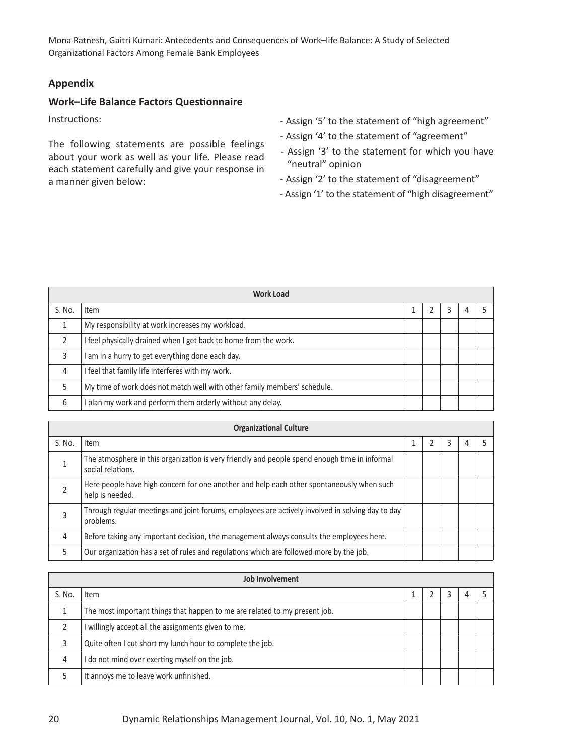## Appendix

### Work–Life Balance Factors Questionnaire

Instructions:

The following statements are possible feelings about your work as well as your life. Please read each statement carefully and give your response in a manner given below:

- Assign '5' to the statement of "high agreement"
- Assign '4' to the statement of "agreement"
- Assign '3' to the statement for which you have "neutral" opinion
- Assign '2' to the statement of "disagreement"
- Assign '1' to the statement of "high disagreement"

| **Work Load** | | | | | | |
|---|---|---|---|---|---|---|
| S. No. | Item | 1 | 2 | 3 | 4 | 5 |
| 1 | My responsibility at work increases my workload. | | | | | |
| 2 | I feel physically drained when I get back to home from the work. | | | | | |
| 3 | I am in a hurry to get everything done each day. | | | | | |
| 4 | I feel that family life interferes with my work. | | | | | |
| 5 | My time of work does not match well with other family members' schedule. | | | | | |
| 6 | I plan my work and perform them orderly without any delay. | | | | | |

| **Organizational Culture** | | | | | | |
|---|---|---|---|---|---|---|
| S. No. | Item | 1 | 2 | 3 | 4 | 5 |
| 1 | The atmosphere in this organization is very friendly and people spend enough time in informal social relations. | | | | | |
| 2 | Here people have high concern for one another and help each other spontaneously when such help is needed. | | | | | |
| 3 | Through regular meetings and joint forums, employees are actively involved in solving day to day problems. | | | | | |
| 4 | Before taking any important decision, the management always consults the employees here. | | | | | |
| 5 | Our organization has a set of rules and regulations which are followed more by the job. | | | | | |

| **Job Involvement** | | | | | | |
|---|---|---|---|---|---|---|
| S. No. | Item | 1 | 2 | 3 | 4 | 5 |
| 1 | The most important things that happen to me are related to my present job. | | | | | |
| 2 | I willingly accept all the assignments given to me. | | | | | |
| 3 | Quite often I cut short my lunch hour to complete the job. | | | | | |
| 4 | I do not mind over exerting myself on the job. | | | | | |
| 5 | It annoys me to leave work unfinished. | | | | | |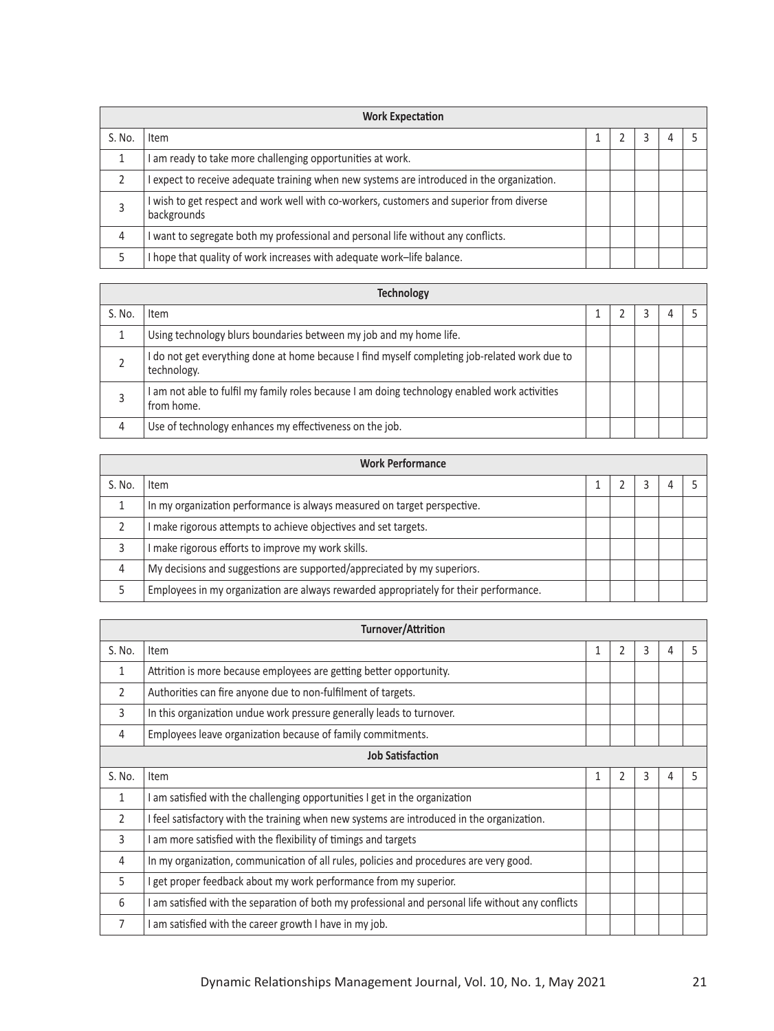| Work Expectation | | | | | | |
|---|---|---|---|---|---|---|
| S. No. | Item | 1 | 2 | 3 | 4 | 5 |
| 1 | I am ready to take more challenging opportunities at work. | | | | | |
| 2 | I expect to receive adequate training when new systems are introduced in the organization. | | | | | |
| 3 | I wish to get respect and work well with co-workers, customers and superior from diverse backgrounds | | | | | |
| 4 | I want to segregate both my professional and personal life without any conflicts. | | | | | |
| 5 | I hope that quality of work increases with adequate work–life balance. | | | | | |

| Technology | | | | | | |
|---|---|---|---|---|---|---|
| S. No. | Item | 1 | 2 | 3 | 4 | 5 |
| 1 | Using technology blurs boundaries between my job and my home life. | | | | | |
| 2 | I do not get everything done at home because I find myself completing job-related work due to technology. | | | | | |
| 3 | I am not able to fulfil my family roles because I am doing technology enabled work activities from home. | | | | | |
| 4 | Use of technology enhances my effectiveness on the job. | | | | | |

| Work Performance | | | | | | |
|---|---|---|---|---|---|---|
| S. No. | Item | 1 | 2 | 3 | 4 | 5 |
| 1 | In my organization performance is always measured on target perspective. | | | | | |
| 2 | I make rigorous attempts to achieve objectives and set targets. | | | | | |
| 3 | I make rigorous efforts to improve my work skills. | | | | | |
| 4 | My decisions and suggestions are supported/appreciated by my superiors. | | | | | |
| 5 | Employees in my organization are always rewarded appropriately for their performance. | | | | | |

| Turnover/Attrition | | | | | | |
|---|---|---|---|---|---|---|
| S. No. | Item | 1 | 2 | 3 | 4 | 5 |
| 1 | Attrition is more because employees are getting better opportunity. | | | | | |
| 2 | Authorities can fire anyone due to non-fulfilment of targets. | | | | | |
| 3 | In this organization undue work pressure generally leads to turnover. | | | | | |
| 4 | Employees leave organization because of family commitments. | | | | | |
| **Job Satisfaction** | | | | | | |
| S. No. | Item | 1 | 2 | 3 | 4 | 5 |
| 1 | I am satisfied with the challenging opportunities I get in the organization | | | | | |
| 2 | I feel satisfactory with the training when new systems are introduced in the organization. | | | | | |
| 3 | I am more satisfied with the flexibility of timings and targets | | | | | |
| 4 | In my organization, communication of all rules, policies and procedures are very good. | | | | | |
| 5 | I get proper feedback about my work performance from my superior. | | | | | |
| 6 | I am satisfied with the separation of both my professional and personal life without any conflicts | | | | | |
| 7 | I am satisfied with the career growth I have in my job. | | | | | |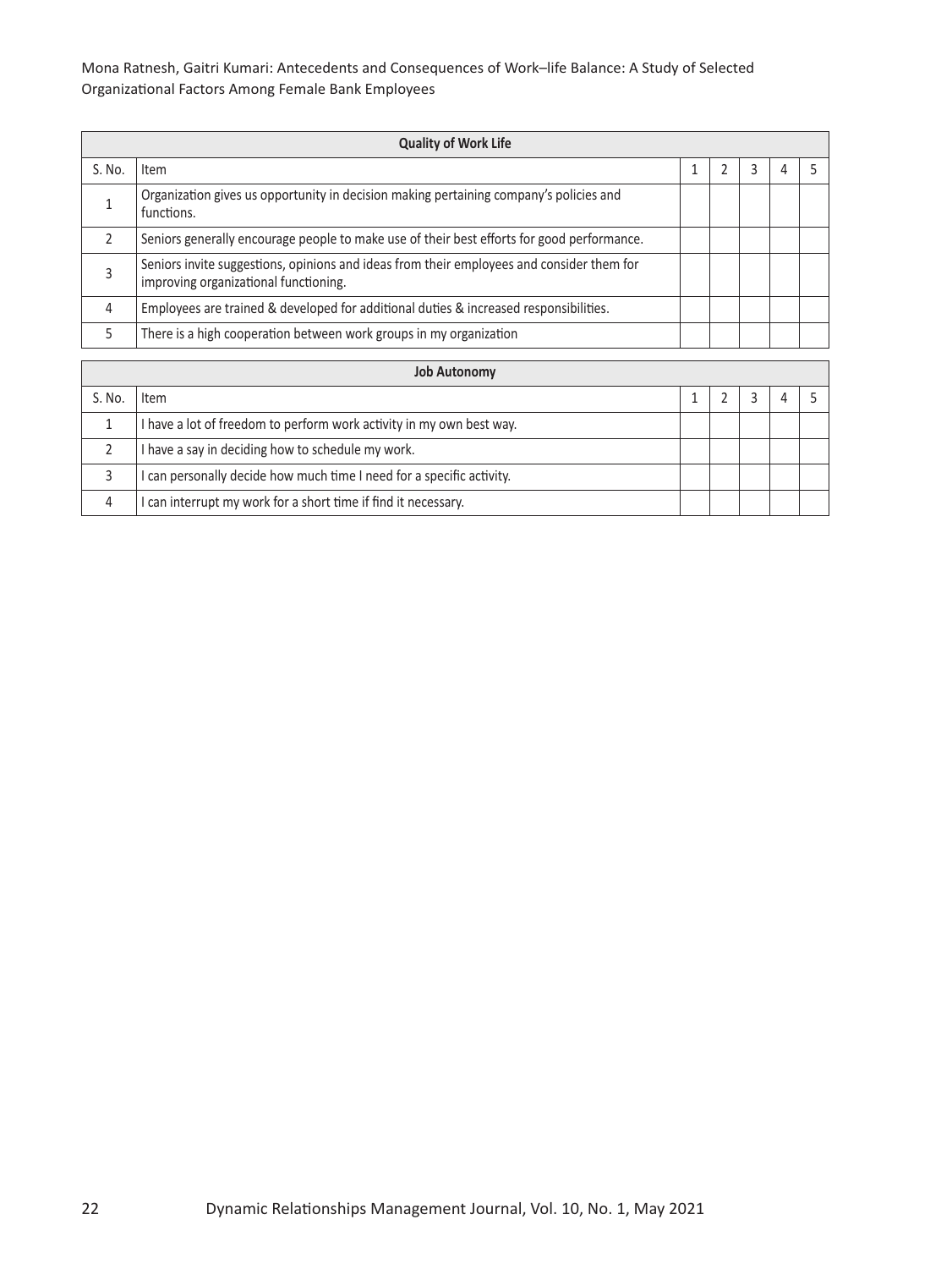| Quality of Work Life | | | | | | |
|---|---|---|---|---|---|---|
| S. No. | Item | 1 | 2 | 3 | 4 | 5 |
| 1 | Organization gives us opportunity in decision making pertaining company's policies and functions. | | | | | |
| 2 | Seniors generally encourage people to make use of their best efforts for good performance. | | | | | |
| 3 | Seniors invite suggestions, opinions and ideas from their employees and consider them for improving organizational functioning. | | | | | |
| 4 | Employees are trained & developed for additional duties & increased responsibilities. | | | | | |
| 5 | There is a high cooperation between work groups in my organization | | | | | |

| Job Autonomy | | | | | | |
|---|---|---|---|---|---|---|
| S. No. | Item | 1 | 2 | 3 | 4 | 5 |
| 1 | I have a lot of freedom to perform work activity in my own best way. | | | | | |
| 2 | I have a say in deciding how to schedule my work. | | | | | |
| 3 | I can personally decide how much time I need for a specific activity. | | | | | |
| 4 | I can interrupt my work for a short time if find it necessary. | | | | | |